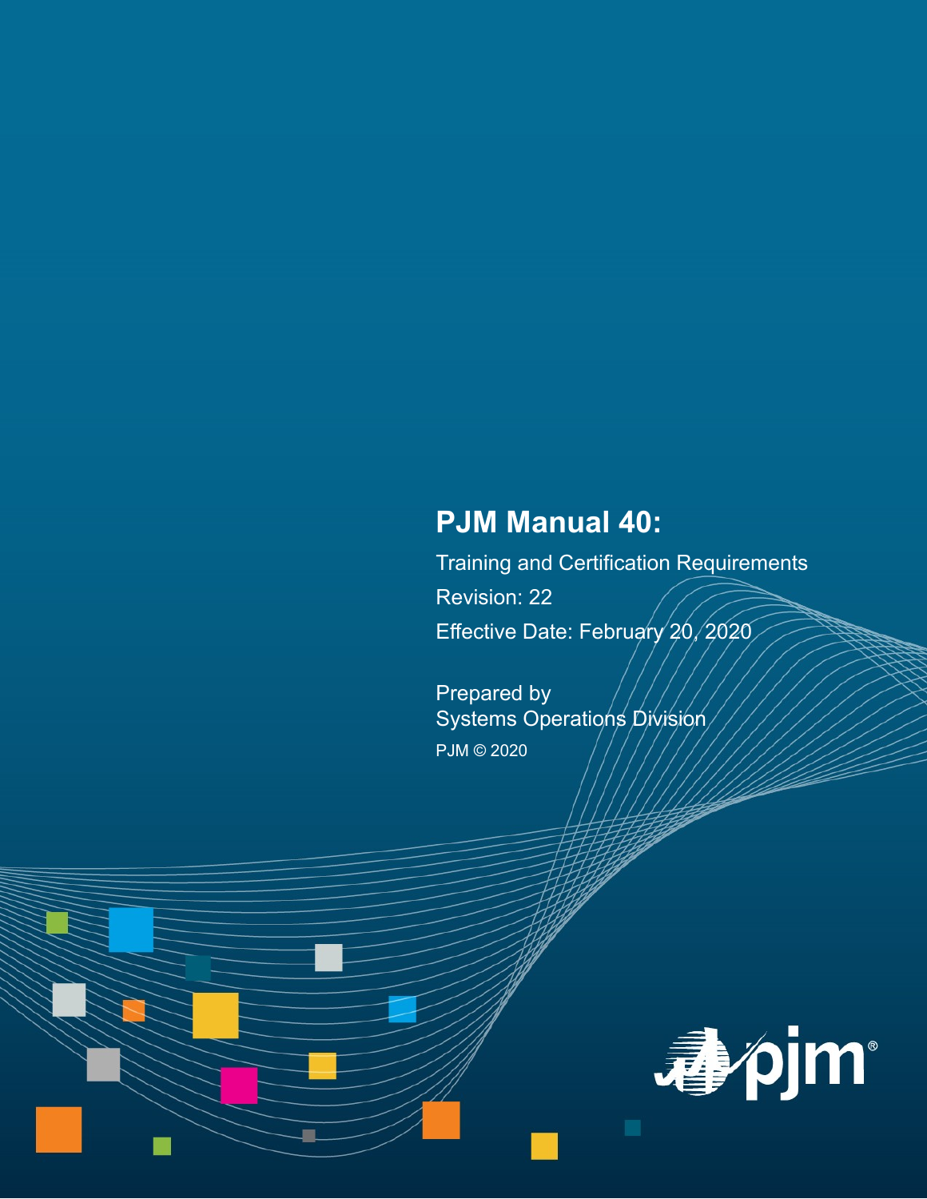# PJM Manual 40:

Training and Certification Requirements

Revision: 22

Effective Date: February 20, 2020

Prepared by
Systems Operations Division

PJM © 2020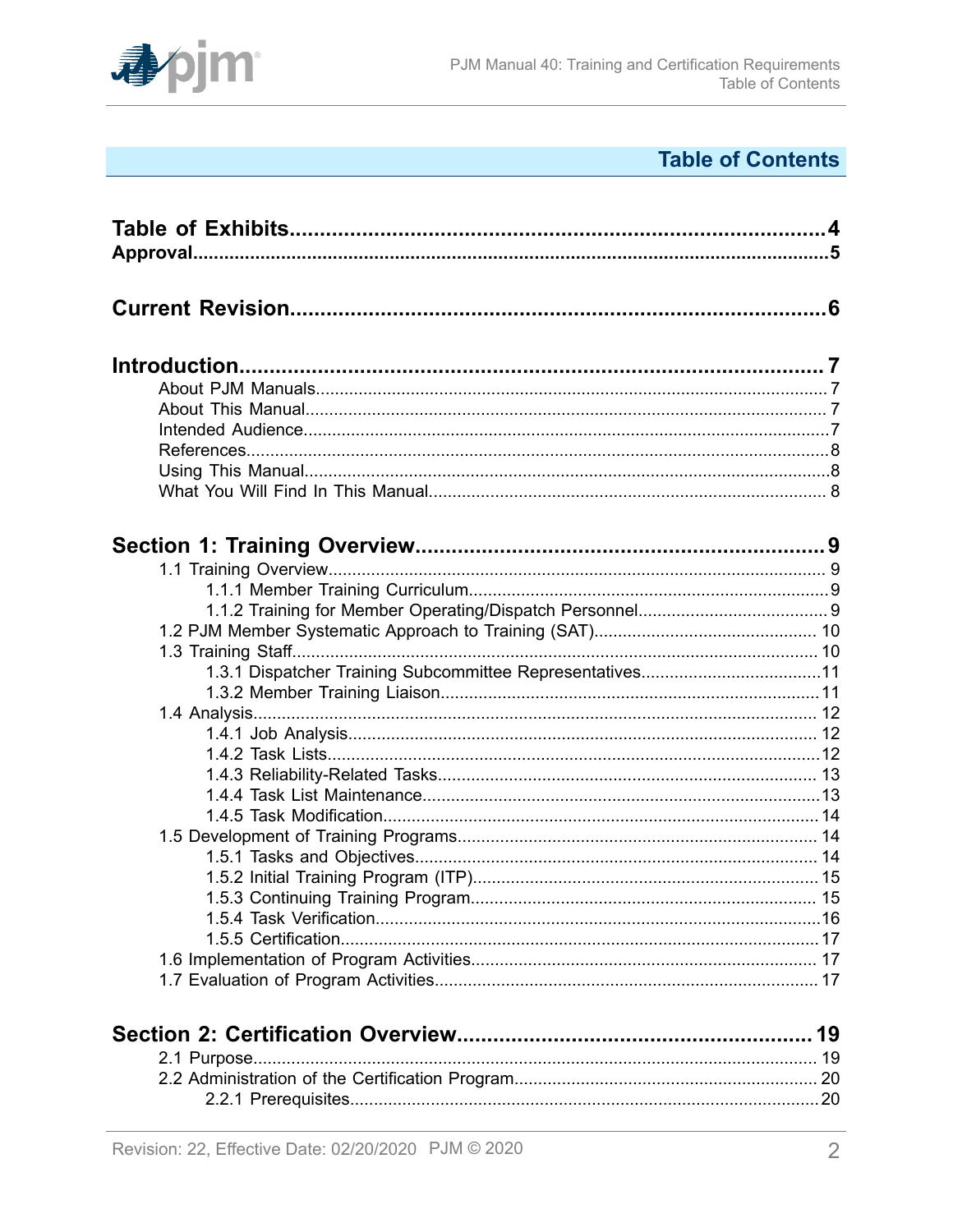# Table of Contents

**Table of Exhibits** ... 4

**Approval** ... 5

**Current Revision** ... 6

**Introduction** ... 7

- About PJM Manuals ... 7
- About This Manual ... 7
- Intended Audience ... 7
- References ... 8
- Using This Manual ... 8
- What You Will Find In This Manual ... 8

**Section 1: Training Overview** ... 9

- 1.1 Training Overview ... 9
  - 1.1.1 Member Training Curriculum ... 9
  - 1.1.2 Training for Member Operating/Dispatch Personnel ... 9
- 1.2 PJM Member Systematic Approach to Training (SAT) ... 10
- 1.3 Training Staff ... 10
  - 1.3.1 Dispatcher Training Subcommittee Representatives ... 11
  - 1.3.2 Member Training Liaison ... 11
- 1.4 Analysis ... 12
  - 1.4.1 Job Analysis ... 12
  - 1.4.2 Task Lists ... 12
  - 1.4.3 Reliability-Related Tasks ... 13
  - 1.4.4 Task List Maintenance ... 13
  - 1.4.5 Task Modification ... 14
- 1.5 Development of Training Programs ... 14
  - 1.5.1 Tasks and Objectives ... 14
  - 1.5.2 Initial Training Program (ITP) ... 15
  - 1.5.3 Continuing Training Program ... 15
  - 1.5.4 Task Verification ... 16
  - 1.5.5 Certification ... 17
- 1.6 Implementation of Program Activities ... 17
- 1.7 Evaluation of Program Activities ... 17

**Section 2: Certification Overview** ... 19

- 2.1 Purpose ... 19
- 2.2 Administration of the Certification Program ... 20
  - 2.2.1 Prerequisites ... 20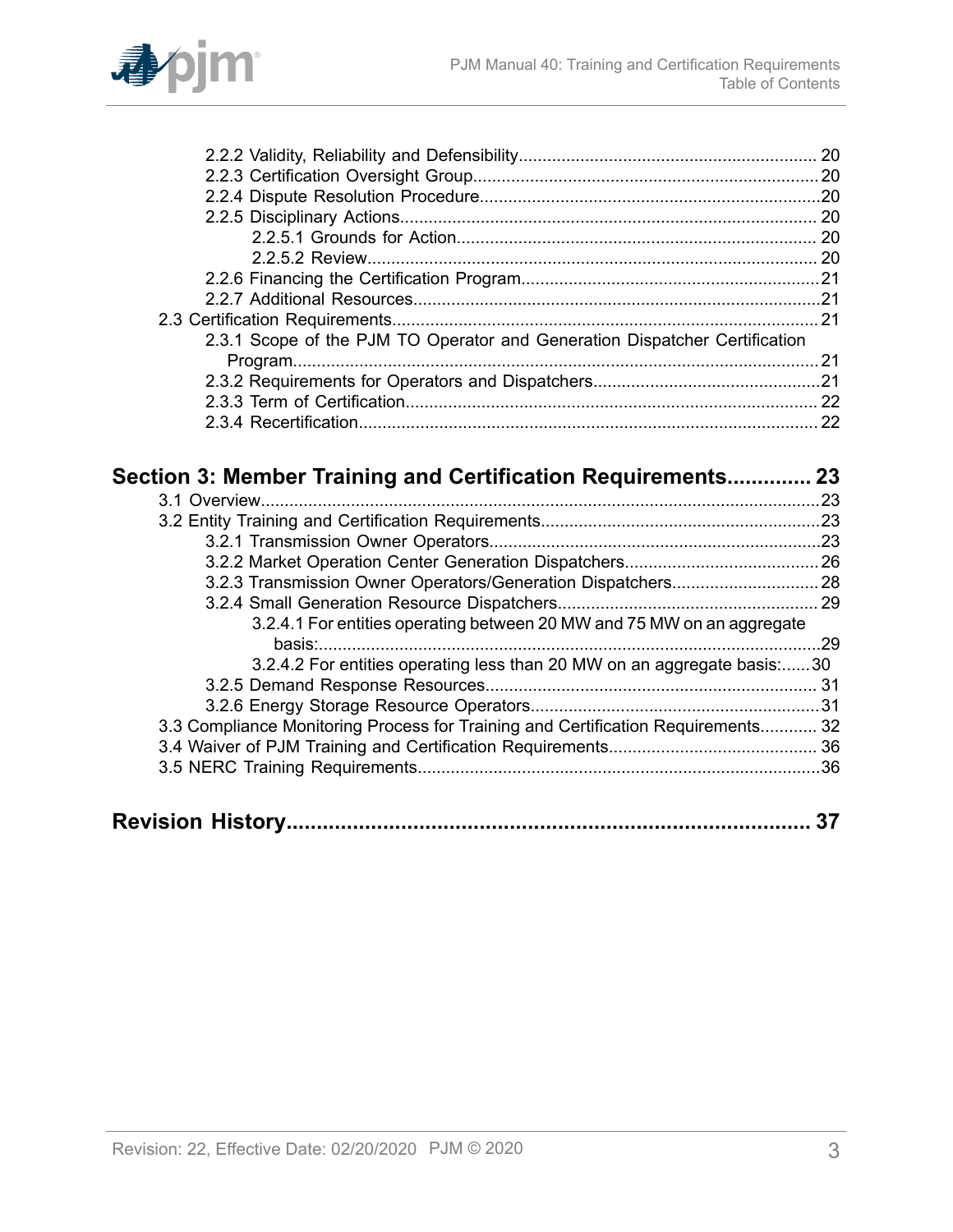2.2.2 Validity, Reliability and Defensibility.............................................................. 20
2.2.3 Certification Oversight Group........................................................................ 20
2.2.4 Dispute Resolution Procedure....................................................................... 20
2.2.5 Disciplinary Actions....................................................................................... 20
2.2.5.1 Grounds for Action........................................................................... 20
2.2.5.2 Review.............................................................................................. 20
2.2.6 Financing the Certification Program............................................................... 21
2.2.7 Additional Resources..................................................................................... 21
2.3 Certification Requirements........................................................................................ 21
2.3.1 Scope of the PJM TO Operator and Generation Dispatcher Certification Program.......................................................................................................... 21
2.3.2 Requirements for Operators and Dispatchers................................................ 21
2.3.3 Term of Certification...................................................................................... 22
2.3.4 Recertification................................................................................................ 22

**Section 3: Member Training and Certification Requirements............. 23**

3.1 Overview..................................................................................................................... 23
3.2 Entity Training and Certification Requirements.......................................................... 23
3.2.1 Transmission Owner Operators..................................................................... 23
3.2.2 Market Operation Center Generation Dispatchers......................................... 26
3.2.3 Transmission Owner Operators/Generation Dispatchers............................... 28
3.2.4 Small Generation Resource Dispatchers....................................................... 29
3.2.4.1 For entities operating between 20 MW and 75 MW on an aggregate basis:......................................................................................................... 29
3.2.4.2 For entities operating less than 20 MW on an aggregate basis:...... 30
3.2.5 Demand Response Resources...................................................................... 31
3.2.6 Energy Storage Resource Operators............................................................. 31
3.3 Compliance Monitoring Process for Training and Certification Requirements............ 32
3.4 Waiver of PJM Training and Certification Requirements............................................ 36
3.5 NERC Training Requirements.................................................................................... 36

**Revision History...................................................................................... 37**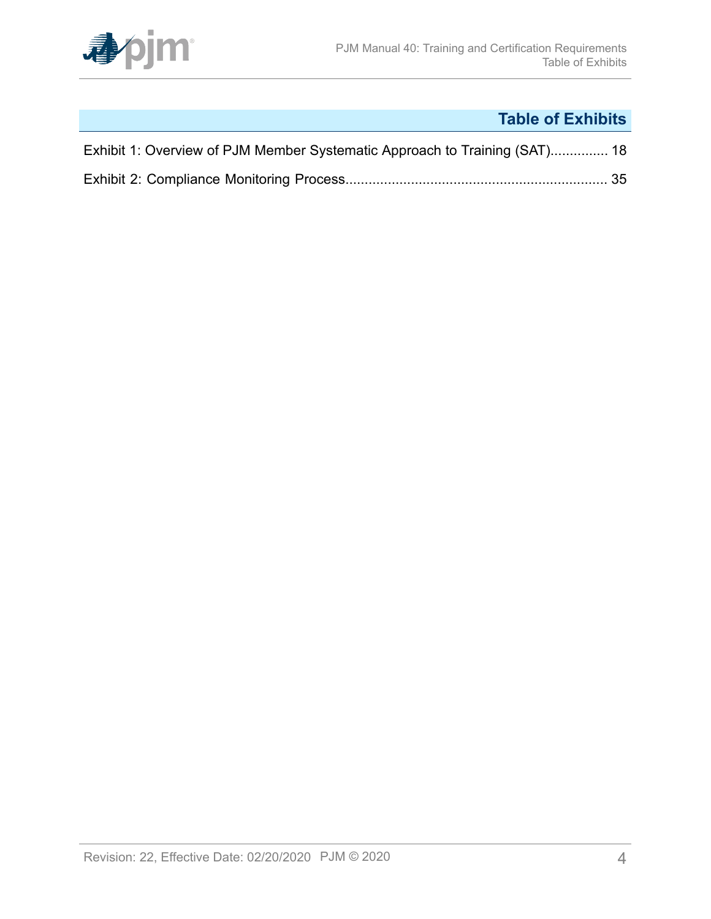# Table of Exhibits

Exhibit 1: Overview of PJM Member Systematic Approach to Training (SAT)............... 18

Exhibit 2: Compliance Monitoring Process.................................................................... 35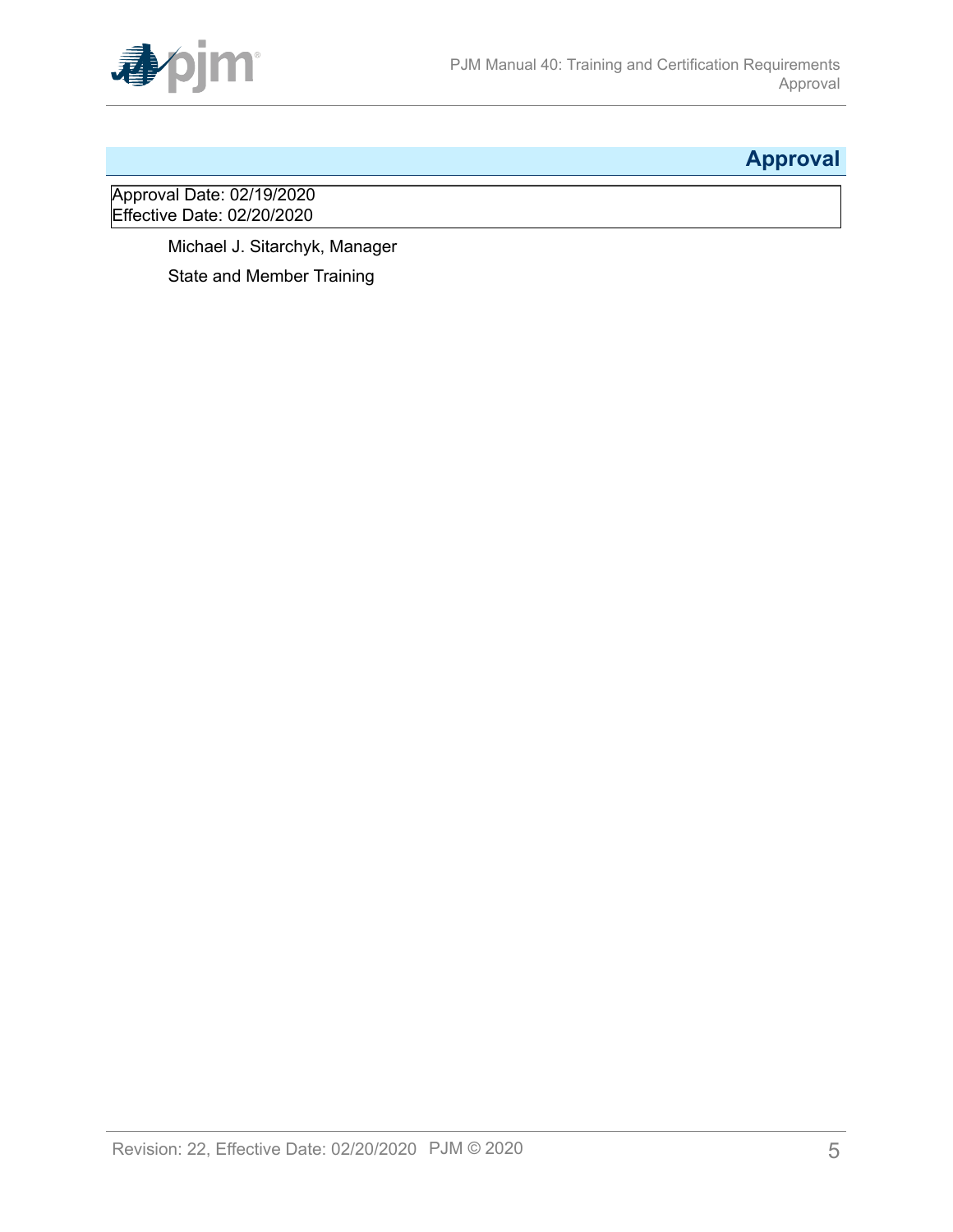## Approval

Approval Date: 02/19/2020
Effective Date: 02/20/2020

Michael J. Sitarchyk, Manager

State and Member Training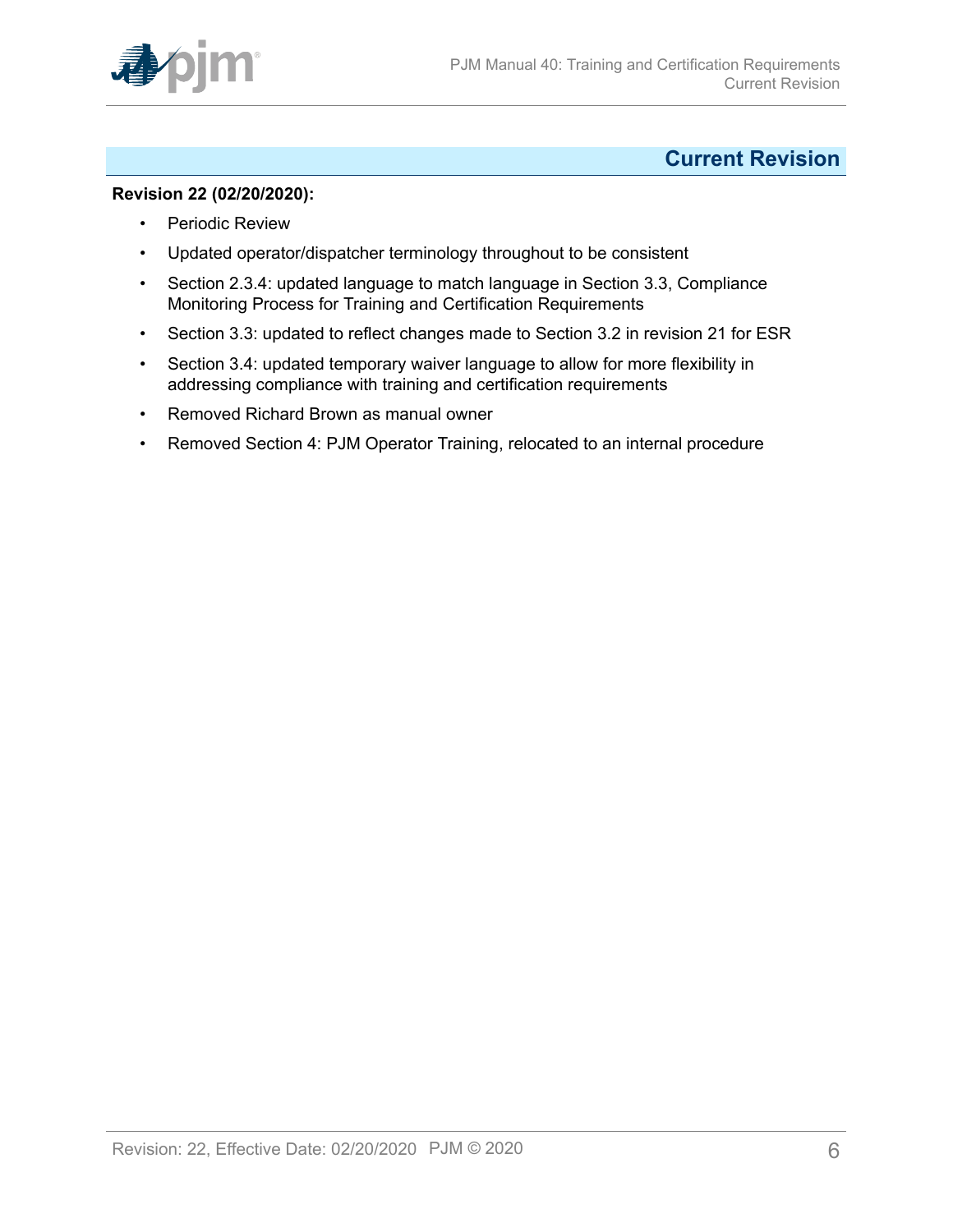# Current Revision

**Revision 22 (02/20/2020):**

- Periodic Review
- Updated operator/dispatcher terminology throughout to be consistent
- Section 2.3.4: updated language to match language in Section 3.3, Compliance Monitoring Process for Training and Certification Requirements
- Section 3.3: updated to reflect changes made to Section 3.2 in revision 21 for ESR
- Section 3.4: updated temporary waiver language to allow for more flexibility in addressing compliance with training and certification requirements
- Removed Richard Brown as manual owner
- Removed Section 4: PJM Operator Training, relocated to an internal procedure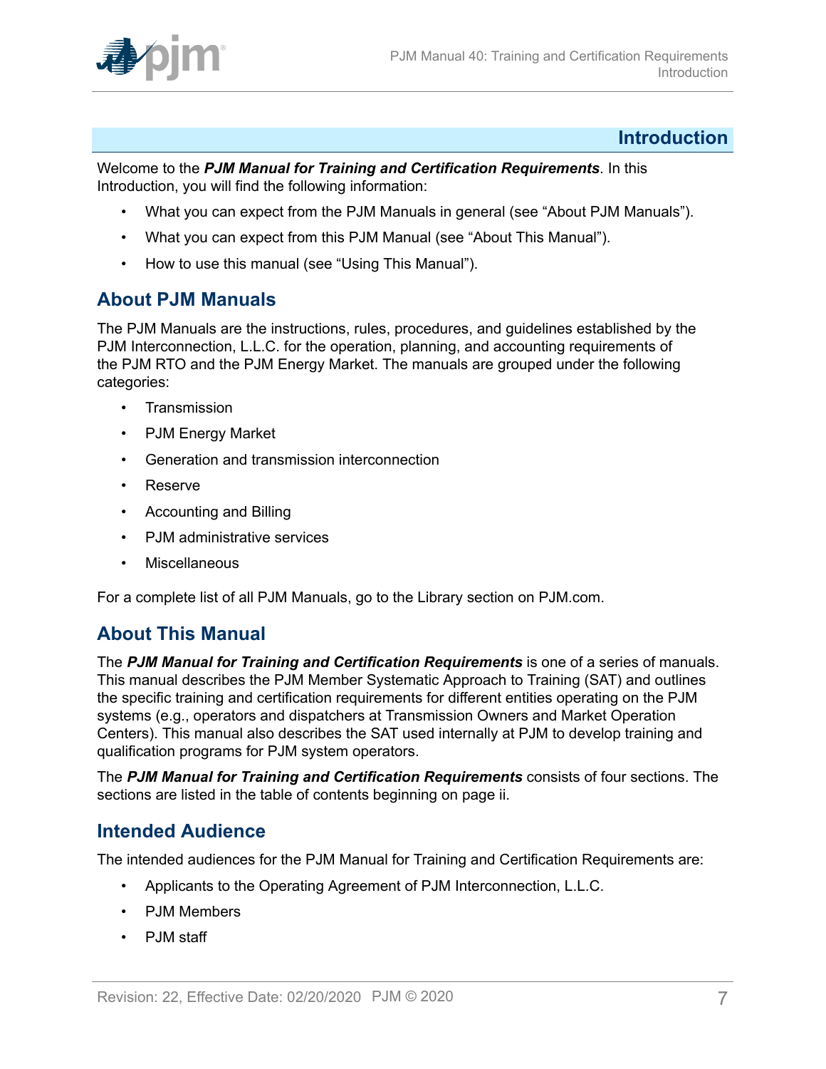# Introduction

Welcome to the ***PJM Manual for Training and Certification Requirements***. In this Introduction, you will find the following information:

- What you can expect from the PJM Manuals in general (see "About PJM Manuals").
- What you can expect from this PJM Manual (see "About This Manual").
- How to use this manual (see "Using This Manual").

## About PJM Manuals

The PJM Manuals are the instructions, rules, procedures, and guidelines established by the PJM Interconnection, L.L.C. for the operation, planning, and accounting requirements of the PJM RTO and the PJM Energy Market. The manuals are grouped under the following categories:

- Transmission
- PJM Energy Market
- Generation and transmission interconnection
- Reserve
- Accounting and Billing
- PJM administrative services
- Miscellaneous

For a complete list of all PJM Manuals, go to the Library section on PJM.com.

## About This Manual

The ***PJM Manual for Training and Certification Requirements*** is one of a series of manuals. This manual describes the PJM Member Systematic Approach to Training (SAT) and outlines the specific training and certification requirements for different entities operating on the PJM systems (e.g., operators and dispatchers at Transmission Owners and Market Operation Centers). This manual also describes the SAT used internally at PJM to develop training and qualification programs for PJM system operators.

The ***PJM Manual for Training and Certification Requirements*** consists of four sections. The sections are listed in the table of contents beginning on page ii.

## Intended Audience

The intended audiences for the PJM Manual for Training and Certification Requirements are:

- Applicants to the Operating Agreement of PJM Interconnection, L.L.C.
- PJM Members
- PJM staff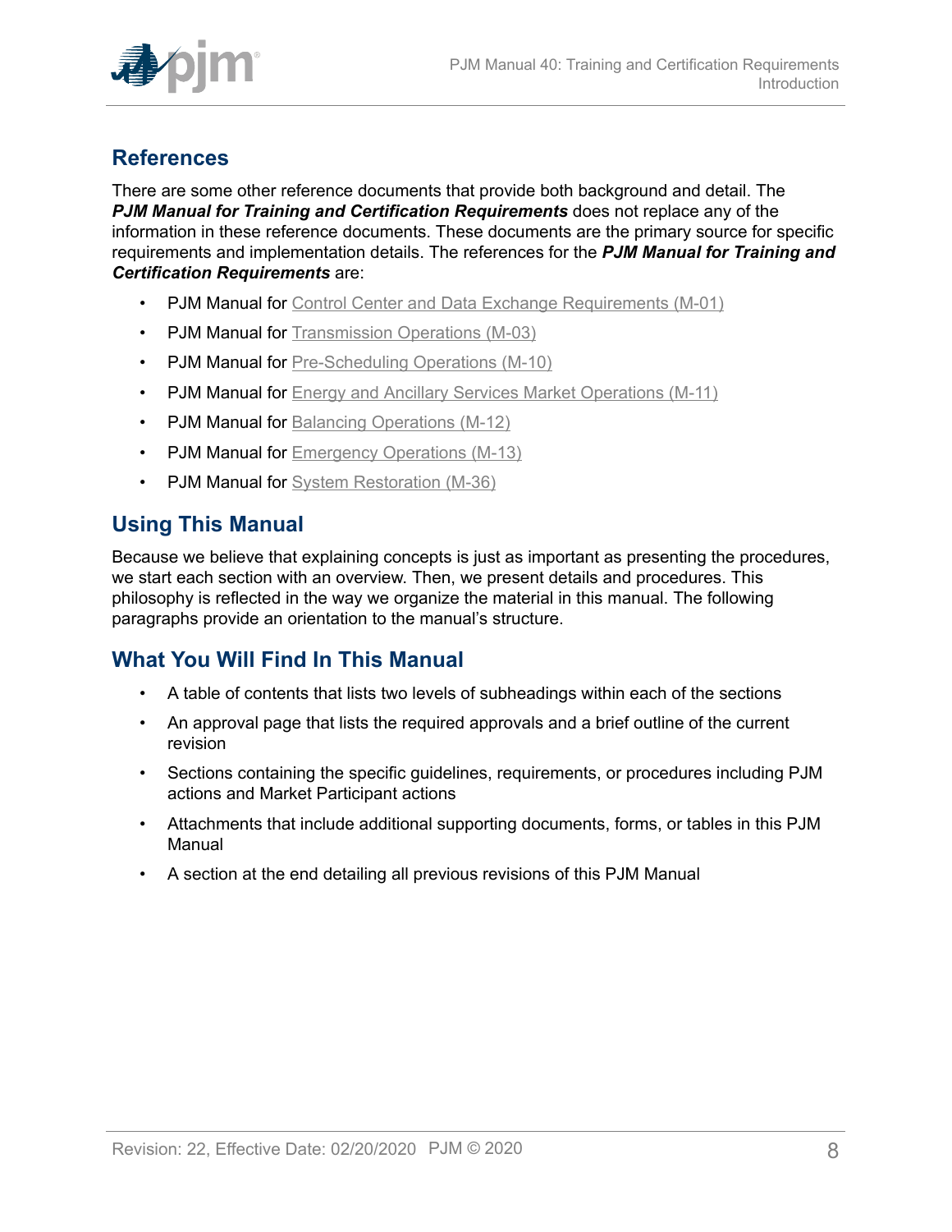## References

There are some other reference documents that provide both background and detail. The ***PJM Manual for Training and Certification Requirements*** does not replace any of the information in these reference documents. These documents are the primary source for specific requirements and implementation details. The references for the ***PJM Manual for Training and Certification Requirements*** are:

- PJM Manual for Control Center and Data Exchange Requirements (M-01)
- PJM Manual for Transmission Operations (M-03)
- PJM Manual for Pre-Scheduling Operations (M-10)
- PJM Manual for Energy and Ancillary Services Market Operations (M-11)
- PJM Manual for Balancing Operations (M-12)
- PJM Manual for Emergency Operations (M-13)
- PJM Manual for System Restoration (M-36)

## Using This Manual

Because we believe that explaining concepts is just as important as presenting the procedures, we start each section with an overview. Then, we present details and procedures. This philosophy is reflected in the way we organize the material in this manual. The following paragraphs provide an orientation to the manual's structure.

## What You Will Find In This Manual

- A table of contents that lists two levels of subheadings within each of the sections
- An approval page that lists the required approvals and a brief outline of the current revision
- Sections containing the specific guidelines, requirements, or procedures including PJM actions and Market Participant actions
- Attachments that include additional supporting documents, forms, or tables in this PJM Manual
- A section at the end detailing all previous revisions of this PJM Manual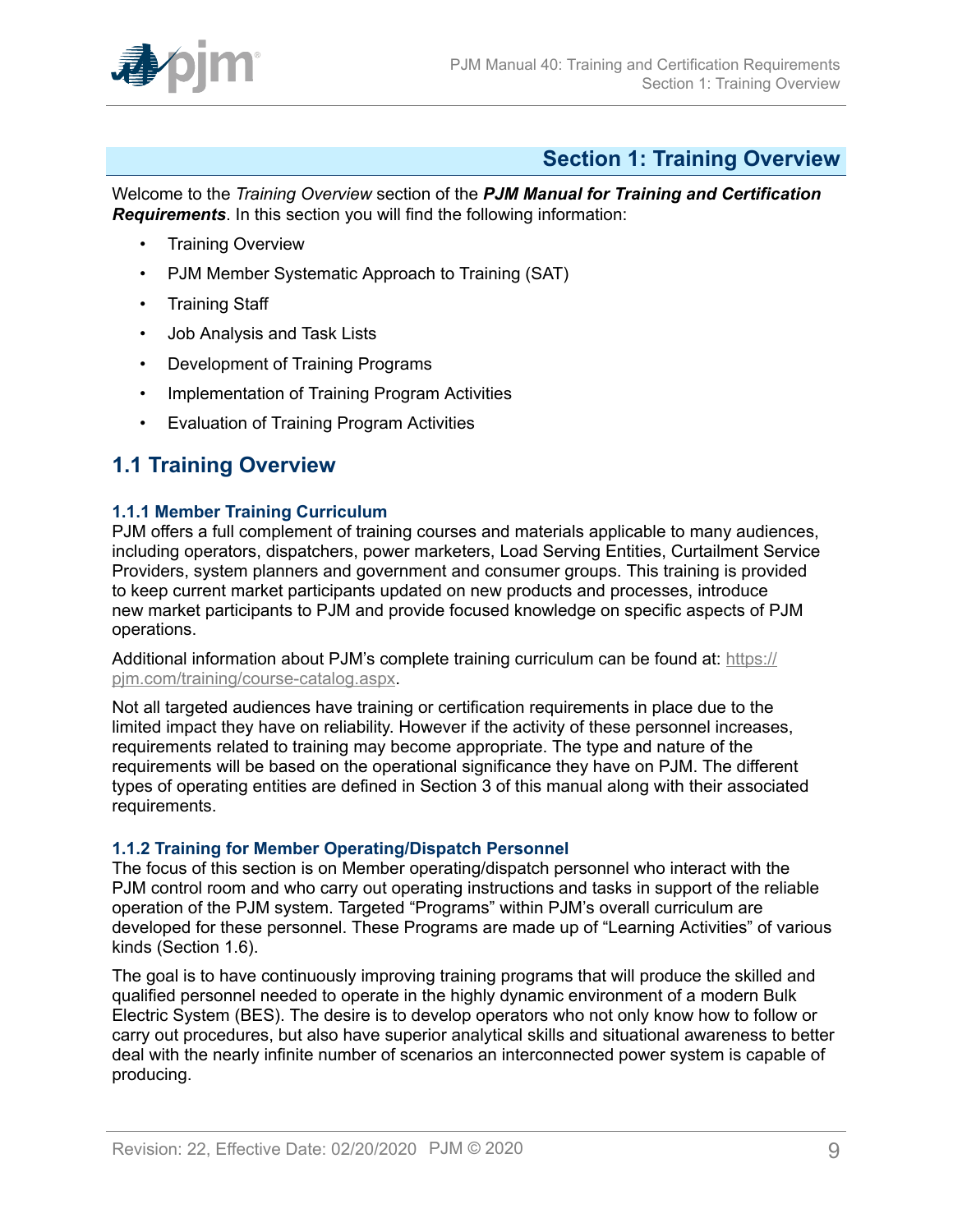# Section 1: Training Overview

Welcome to the *Training Overview* section of the ***PJM Manual for Training and Certification Requirements***. In this section you will find the following information:

- Training Overview
- PJM Member Systematic Approach to Training (SAT)
- Training Staff
- Job Analysis and Task Lists
- Development of Training Programs
- Implementation of Training Program Activities
- Evaluation of Training Program Activities

## 1.1 Training Overview

### 1.1.1 Member Training Curriculum

PJM offers a full complement of training courses and materials applicable to many audiences, including operators, dispatchers, power marketers, Load Serving Entities, Curtailment Service Providers, system planners and government and consumer groups. This training is provided to keep current market participants updated on new products and processes, introduce new market participants to PJM and provide focused knowledge on specific aspects of PJM operations.

Additional information about PJM's complete training curriculum can be found at: https://pjm.com/training/course-catalog.aspx.

Not all targeted audiences have training or certification requirements in place due to the limited impact they have on reliability. However if the activity of these personnel increases, requirements related to training may become appropriate. The type and nature of the requirements will be based on the operational significance they have on PJM. The different types of operating entities are defined in Section 3 of this manual along with their associated requirements.

### 1.1.2 Training for Member Operating/Dispatch Personnel

The focus of this section is on Member operating/dispatch personnel who interact with the PJM control room and who carry out operating instructions and tasks in support of the reliable operation of the PJM system. Targeted "Programs" within PJM's overall curriculum are developed for these personnel. These Programs are made up of "Learning Activities" of various kinds (Section 1.6).

The goal is to have continuously improving training programs that will produce the skilled and qualified personnel needed to operate in the highly dynamic environment of a modern Bulk Electric System (BES). The desire is to develop operators who not only know how to follow or carry out procedures, but also have superior analytical skills and situational awareness to better deal with the nearly infinite number of scenarios an interconnected power system is capable of producing.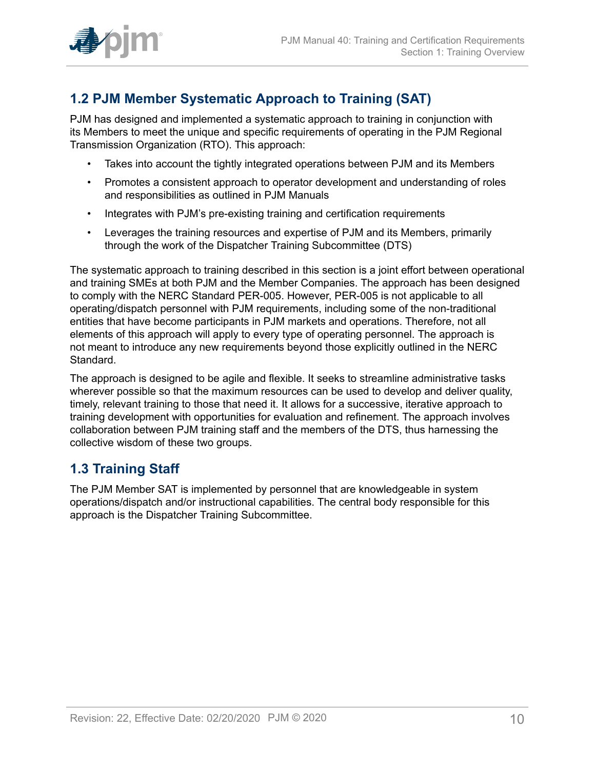## 1.2 PJM Member Systematic Approach to Training (SAT)

PJM has designed and implemented a systematic approach to training in conjunction with its Members to meet the unique and specific requirements of operating in the PJM Regional Transmission Organization (RTO). This approach:

- Takes into account the tightly integrated operations between PJM and its Members
- Promotes a consistent approach to operator development and understanding of roles and responsibilities as outlined in PJM Manuals
- Integrates with PJM's pre-existing training and certification requirements
- Leverages the training resources and expertise of PJM and its Members, primarily through the work of the Dispatcher Training Subcommittee (DTS)

The systematic approach to training described in this section is a joint effort between operational and training SMEs at both PJM and the Member Companies. The approach has been designed to comply with the NERC Standard PER-005. However, PER-005 is not applicable to all operating/dispatch personnel with PJM requirements, including some of the non-traditional entities that have become participants in PJM markets and operations. Therefore, not all elements of this approach will apply to every type of operating personnel. The approach is not meant to introduce any new requirements beyond those explicitly outlined in the NERC Standard.

The approach is designed to be agile and flexible. It seeks to streamline administrative tasks wherever possible so that the maximum resources can be used to develop and deliver quality, timely, relevant training to those that need it. It allows for a successive, iterative approach to training development with opportunities for evaluation and refinement. The approach involves collaboration between PJM training staff and the members of the DTS, thus harnessing the collective wisdom of these two groups.

## 1.3 Training Staff

The PJM Member SAT is implemented by personnel that are knowledgeable in system operations/dispatch and/or instructional capabilities. The central body responsible for this approach is the Dispatcher Training Subcommittee.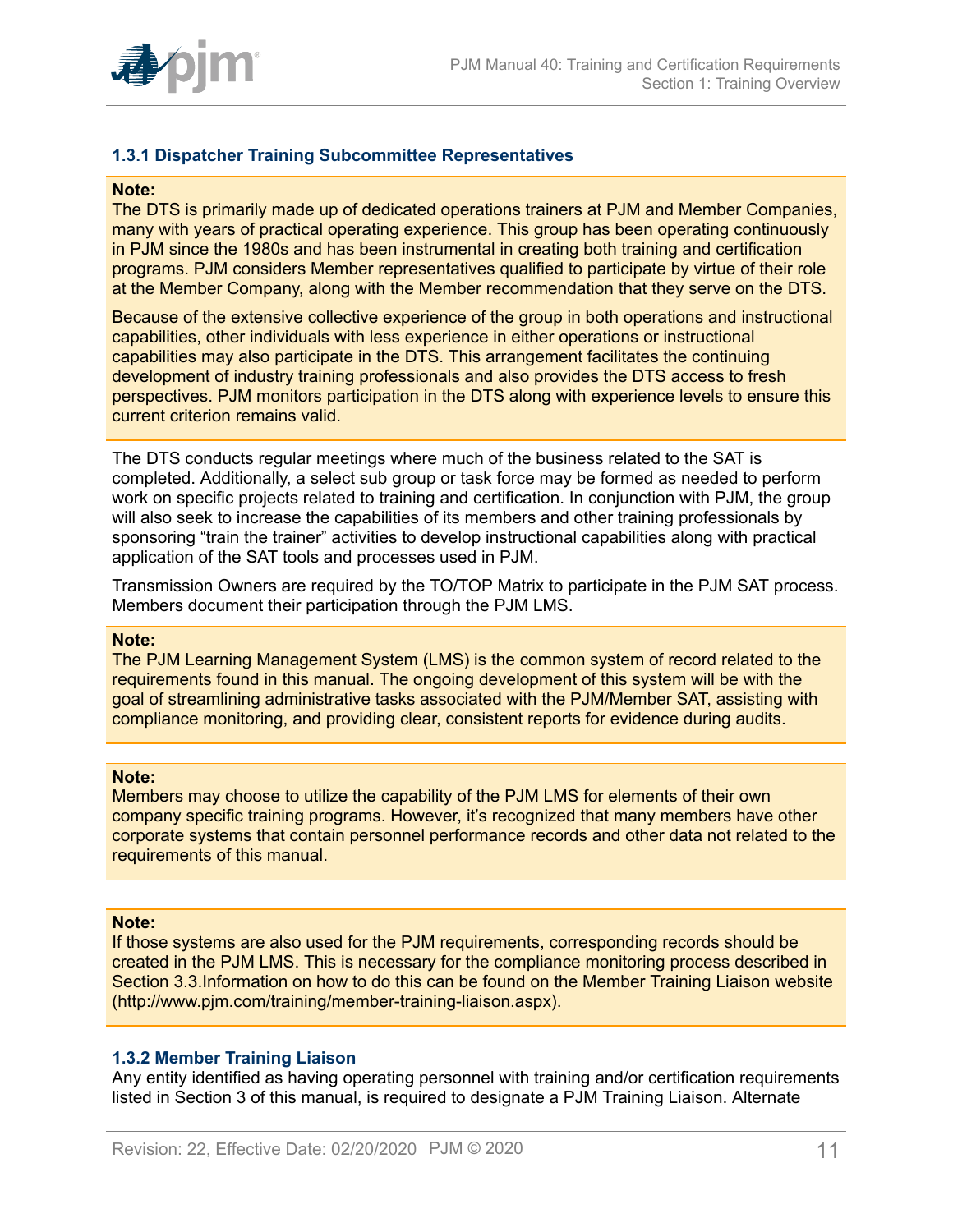### 1.3.1 Dispatcher Training Subcommittee Representatives

**Note:**
The DTS is primarily made up of dedicated operations trainers at PJM and Member Companies, many with years of practical operating experience. This group has been operating continuously in PJM since the 1980s and has been instrumental in creating both training and certification programs. PJM considers Member representatives qualified to participate by virtue of their role at the Member Company, along with the Member recommendation that they serve on the DTS.

Because of the extensive collective experience of the group in both operations and instructional capabilities, other individuals with less experience in either operations or instructional capabilities may also participate in the DTS. This arrangement facilitates the continuing development of industry training professionals and also provides the DTS access to fresh perspectives. PJM monitors participation in the DTS along with experience levels to ensure this current criterion remains valid.

The DTS conducts regular meetings where much of the business related to the SAT is completed. Additionally, a select sub group or task force may be formed as needed to perform work on specific projects related to training and certification. In conjunction with PJM, the group will also seek to increase the capabilities of its members and other training professionals by sponsoring "train the trainer" activities to develop instructional capabilities along with practical application of the SAT tools and processes used in PJM.

Transmission Owners are required by the TO/TOP Matrix to participate in the PJM SAT process. Members document their participation through the PJM LMS.

**Note:**
The PJM Learning Management System (LMS) is the common system of record related to the requirements found in this manual. The ongoing development of this system will be with the goal of streamlining administrative tasks associated with the PJM/Member SAT, assisting with compliance monitoring, and providing clear, consistent reports for evidence during audits.

**Note:**
Members may choose to utilize the capability of the PJM LMS for elements of their own company specific training programs. However, it's recognized that many members have other corporate systems that contain personnel performance records and other data not related to the requirements of this manual.

**Note:**
If those systems are also used for the PJM requirements, corresponding records should be created in the PJM LMS. This is necessary for the compliance monitoring process described in Section 3.3.Information on how to do this can be found on the Member Training Liaison website (http://www.pjm.com/training/member-training-liaison.aspx).

### 1.3.2 Member Training Liaison

Any entity identified as having operating personnel with training and/or certification requirements listed in Section 3 of this manual, is required to designate a PJM Training Liaison. Alternate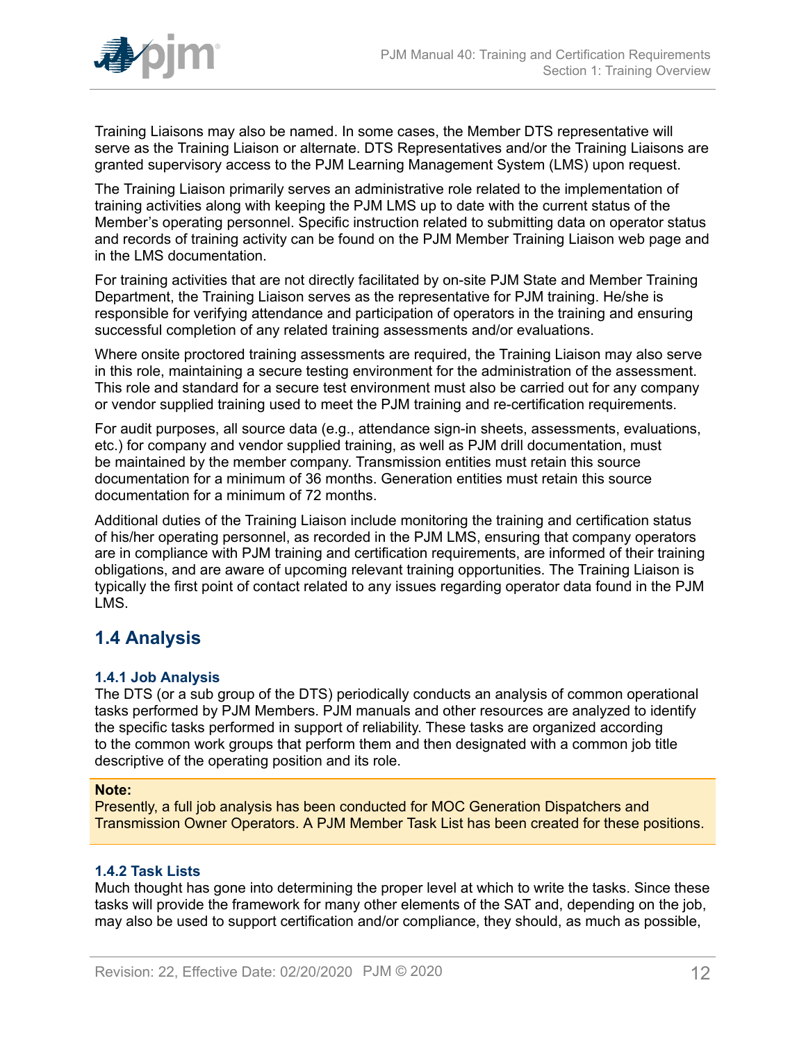Training Liaisons may also be named. In some cases, the Member DTS representative will serve as the Training Liaison or alternate. DTS Representatives and/or the Training Liaisons are granted supervisory access to the PJM Learning Management System (LMS) upon request.

The Training Liaison primarily serves an administrative role related to the implementation of training activities along with keeping the PJM LMS up to date with the current status of the Member's operating personnel. Specific instruction related to submitting data on operator status and records of training activity can be found on the PJM Member Training Liaison web page and in the LMS documentation.

For training activities that are not directly facilitated by on-site PJM State and Member Training Department, the Training Liaison serves as the representative for PJM training. He/she is responsible for verifying attendance and participation of operators in the training and ensuring successful completion of any related training assessments and/or evaluations.

Where onsite proctored training assessments are required, the Training Liaison may also serve in this role, maintaining a secure testing environment for the administration of the assessment. This role and standard for a secure test environment must also be carried out for any company or vendor supplied training used to meet the PJM training and re-certification requirements.

For audit purposes, all source data (e.g., attendance sign-in sheets, assessments, evaluations, etc.) for company and vendor supplied training, as well as PJM drill documentation, must be maintained by the member company. Transmission entities must retain this source documentation for a minimum of 36 months. Generation entities must retain this source documentation for a minimum of 72 months.

Additional duties of the Training Liaison include monitoring the training and certification status of his/her operating personnel, as recorded in the PJM LMS, ensuring that company operators are in compliance with PJM training and certification requirements, are informed of their training obligations, and are aware of upcoming relevant training opportunities. The Training Liaison is typically the first point of contact related to any issues regarding operator data found in the PJM LMS.

## 1.4 Analysis

### 1.4.1 Job Analysis

The DTS (or a sub group of the DTS) periodically conducts an analysis of common operational tasks performed by PJM Members. PJM manuals and other resources are analyzed to identify the specific tasks performed in support of reliability. These tasks are organized according to the common work groups that perform them and then designated with a common job title descriptive of the operating position and its role.

> **Note:**
> Presently, a full job analysis has been conducted for MOC Generation Dispatchers and Transmission Owner Operators. A PJM Member Task List has been created for these positions.

### 1.4.2 Task Lists

Much thought has gone into determining the proper level at which to write the tasks. Since these tasks will provide the framework for many other elements of the SAT and, depending on the job, may also be used to support certification and/or compliance, they should, as much as possible,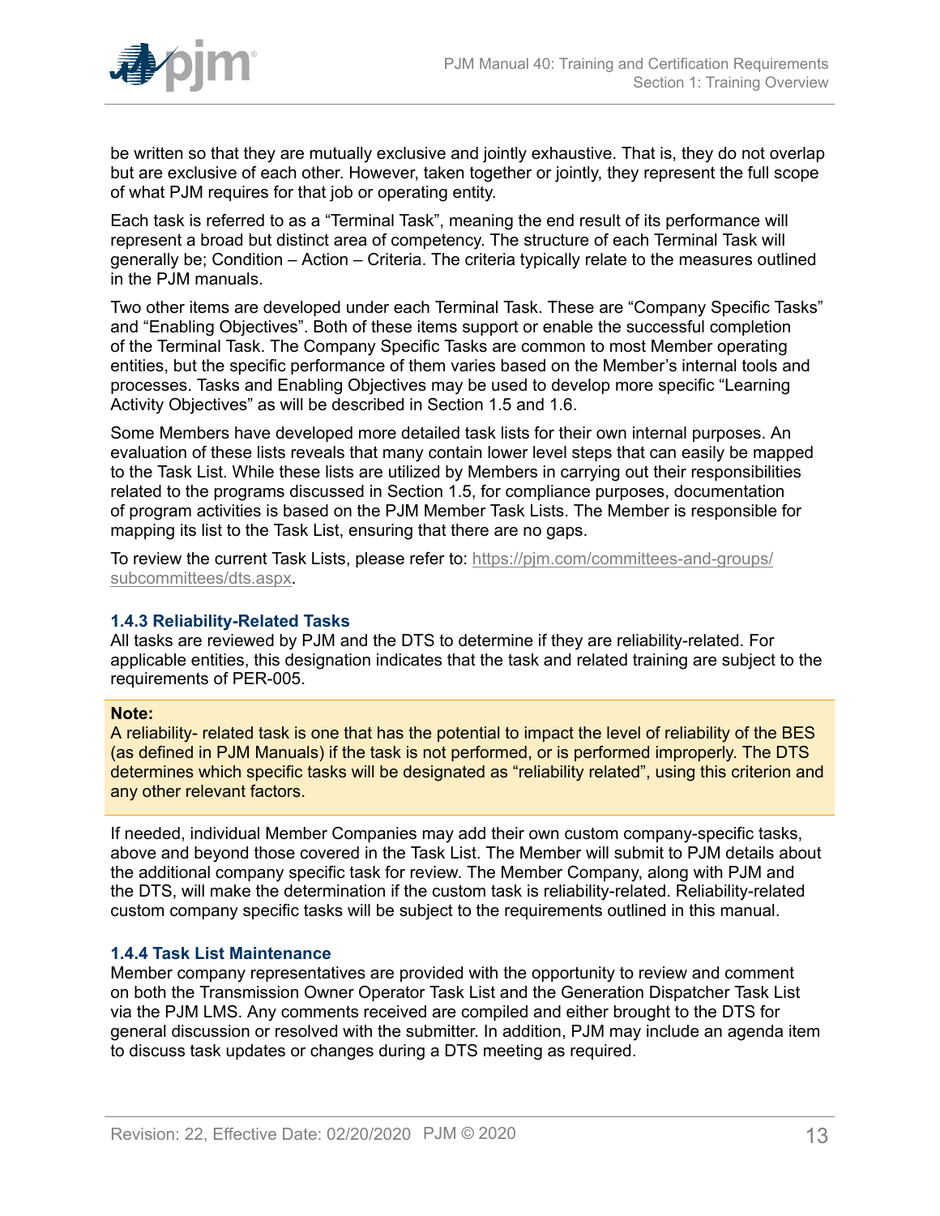be written so that they are mutually exclusive and jointly exhaustive. That is, they do not overlap but are exclusive of each other. However, taken together or jointly, they represent the full scope of what PJM requires for that job or operating entity.

Each task is referred to as a "Terminal Task", meaning the end result of its performance will represent a broad but distinct area of competency. The structure of each Terminal Task will generally be; Condition – Action – Criteria. The criteria typically relate to the measures outlined in the PJM manuals.

Two other items are developed under each Terminal Task. These are "Company Specific Tasks" and "Enabling Objectives". Both of these items support or enable the successful completion of the Terminal Task. The Company Specific Tasks are common to most Member operating entities, but the specific performance of them varies based on the Member's internal tools and processes. Tasks and Enabling Objectives may be used to develop more specific "Learning Activity Objectives" as will be described in Section 1.5 and 1.6.

Some Members have developed more detailed task lists for their own internal purposes. An evaluation of these lists reveals that many contain lower level steps that can easily be mapped to the Task List. While these lists are utilized by Members in carrying out their responsibilities related to the programs discussed in Section 1.5, for compliance purposes, documentation of program activities is based on the PJM Member Task Lists. The Member is responsible for mapping its list to the Task List, ensuring that there are no gaps.

To review the current Task Lists, please refer to: https://pjm.com/committees-and-groups/subcommittees/dts.aspx.

### 1.4.3 Reliability-Related Tasks

All tasks are reviewed by PJM and the DTS to determine if they are reliability-related. For applicable entities, this designation indicates that the task and related training are subject to the requirements of PER-005.

> **Note:**
> A reliability- related task is one that has the potential to impact the level of reliability of the BES (as defined in PJM Manuals) if the task is not performed, or is performed improperly. The DTS determines which specific tasks will be designated as "reliability related", using this criterion and any other relevant factors.

If needed, individual Member Companies may add their own custom company-specific tasks, above and beyond those covered in the Task List. The Member will submit to PJM details about the additional company specific task for review. The Member Company, along with PJM and the DTS, will make the determination if the custom task is reliability-related. Reliability-related custom company specific tasks will be subject to the requirements outlined in this manual.

### 1.4.4 Task List Maintenance

Member company representatives are provided with the opportunity to review and comment on both the Transmission Owner Operator Task List and the Generation Dispatcher Task List via the PJM LMS. Any comments received are compiled and either brought to the DTS for general discussion or resolved with the submitter. In addition, PJM may include an agenda item to discuss task updates or changes during a DTS meeting as required.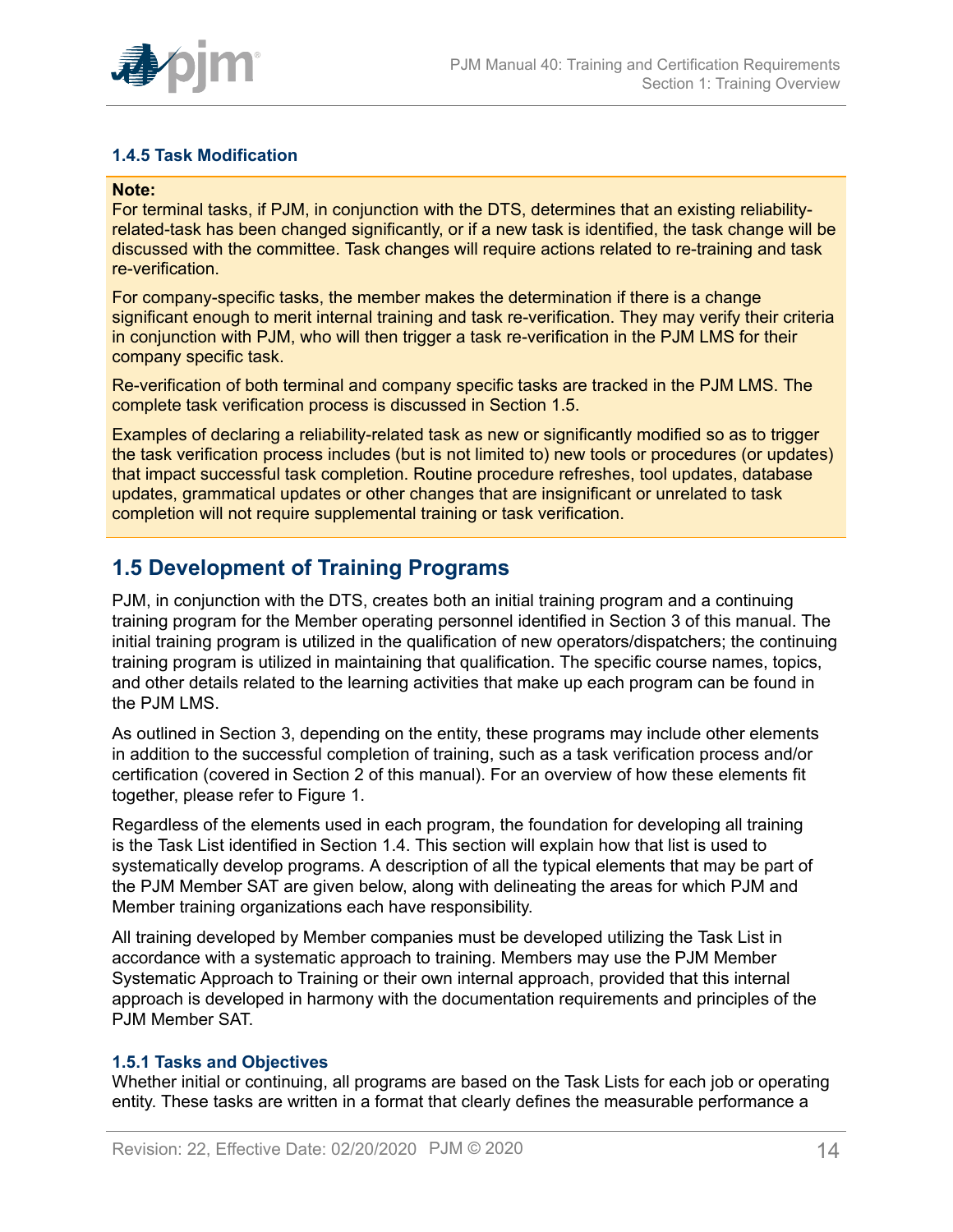### 1.4.5 Task Modification

**Note:**

For terminal tasks, if PJM, in conjunction with the DTS, determines that an existing reliability-related-task has been changed significantly, or if a new task is identified, the task change will be discussed with the committee. Task changes will require actions related to re-training and task re-verification.

For company-specific tasks, the member makes the determination if there is a change significant enough to merit internal training and task re-verification. They may verify their criteria in conjunction with PJM, who will then trigger a task re-verification in the PJM LMS for their company specific task.

Re-verification of both terminal and company specific tasks are tracked in the PJM LMS. The complete task verification process is discussed in Section 1.5.

Examples of declaring a reliability-related task as new or significantly modified so as to trigger the task verification process includes (but is not limited to) new tools or procedures (or updates) that impact successful task completion. Routine procedure refreshes, tool updates, database updates, grammatical updates or other changes that are insignificant or unrelated to task completion will not require supplemental training or task verification.

## 1.5 Development of Training Programs

PJM, in conjunction with the DTS, creates both an initial training program and a continuing training program for the Member operating personnel identified in Section 3 of this manual. The initial training program is utilized in the qualification of new operators/dispatchers; the continuing training program is utilized in maintaining that qualification. The specific course names, topics, and other details related to the learning activities that make up each program can be found in the PJM LMS.

As outlined in Section 3, depending on the entity, these programs may include other elements in addition to the successful completion of training, such as a task verification process and/or certification (covered in Section 2 of this manual). For an overview of how these elements fit together, please refer to Figure 1.

Regardless of the elements used in each program, the foundation for developing all training is the Task List identified in Section 1.4. This section will explain how that list is used to systematically develop programs. A description of all the typical elements that may be part of the PJM Member SAT are given below, along with delineating the areas for which PJM and Member training organizations each have responsibility.

All training developed by Member companies must be developed utilizing the Task List in accordance with a systematic approach to training. Members may use the PJM Member Systematic Approach to Training or their own internal approach, provided that this internal approach is developed in harmony with the documentation requirements and principles of the PJM Member SAT.

### 1.5.1 Tasks and Objectives

Whether initial or continuing, all programs are based on the Task Lists for each job or operating entity. These tasks are written in a format that clearly defines the measurable performance a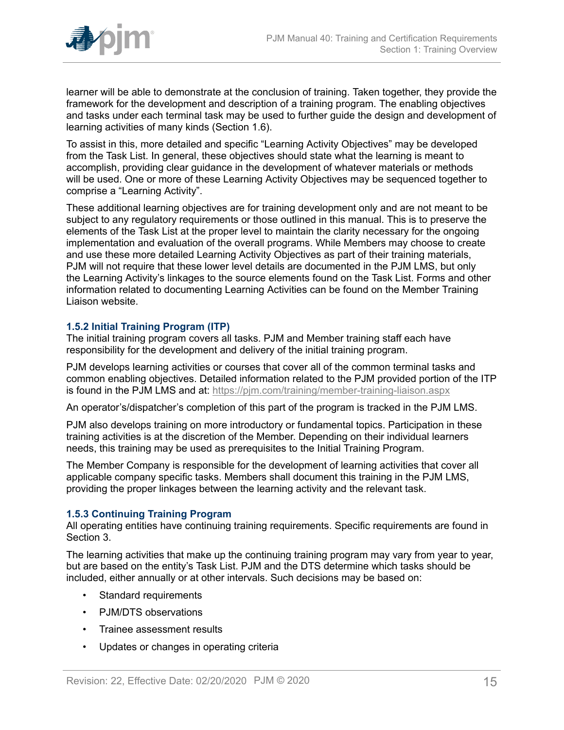learner will be able to demonstrate at the conclusion of training. Taken together, they provide the framework for the development and description of a training program. The enabling objectives and tasks under each terminal task may be used to further guide the design and development of learning activities of many kinds (Section 1.6).

To assist in this, more detailed and specific "Learning Activity Objectives" may be developed from the Task List. In general, these objectives should state what the learning is meant to accomplish, providing clear guidance in the development of whatever materials or methods will be used. One or more of these Learning Activity Objectives may be sequenced together to comprise a "Learning Activity".

These additional learning objectives are for training development only and are not meant to be subject to any regulatory requirements or those outlined in this manual. This is to preserve the elements of the Task List at the proper level to maintain the clarity necessary for the ongoing implementation and evaluation of the overall programs. While Members may choose to create and use these more detailed Learning Activity Objectives as part of their training materials, PJM will not require that these lower level details are documented in the PJM LMS, but only the Learning Activity's linkages to the source elements found on the Task List. Forms and other information related to documenting Learning Activities can be found on the Member Training Liaison website.

### 1.5.2 Initial Training Program (ITP)

The initial training program covers all tasks. PJM and Member training staff each have responsibility for the development and delivery of the initial training program.

PJM develops learning activities or courses that cover all of the common terminal tasks and common enabling objectives. Detailed information related to the PJM provided portion of the ITP is found in the PJM LMS and at: https://pjm.com/training/member-training-liaison.aspx

An operator's/dispatcher's completion of this part of the program is tracked in the PJM LMS.

PJM also develops training on more introductory or fundamental topics. Participation in these training activities is at the discretion of the Member. Depending on their individual learners needs, this training may be used as prerequisites to the Initial Training Program.

The Member Company is responsible for the development of learning activities that cover all applicable company specific tasks. Members shall document this training in the PJM LMS, providing the proper linkages between the learning activity and the relevant task.

### 1.5.3 Continuing Training Program

All operating entities have continuing training requirements. Specific requirements are found in Section 3.

The learning activities that make up the continuing training program may vary from year to year, but are based on the entity's Task List. PJM and the DTS determine which tasks should be included, either annually or at other intervals. Such decisions may be based on:

- Standard requirements
- PJM/DTS observations
- Trainee assessment results
- Updates or changes in operating criteria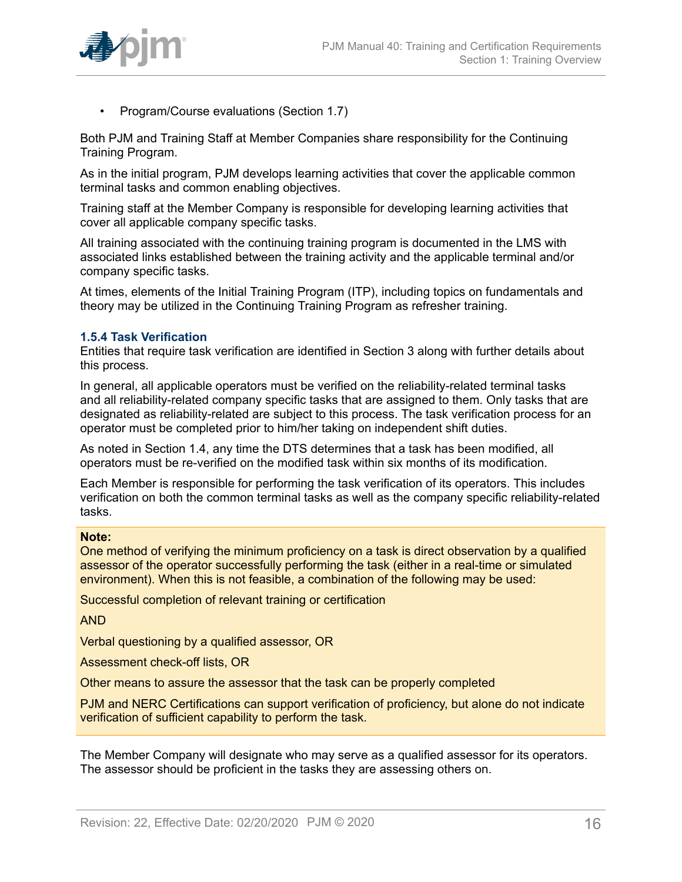- Program/Course evaluations (Section 1.7)

Both PJM and Training Staff at Member Companies share responsibility for the Continuing Training Program.

As in the initial program, PJM develops learning activities that cover the applicable common terminal tasks and common enabling objectives.

Training staff at the Member Company is responsible for developing learning activities that cover all applicable company specific tasks.

All training associated with the continuing training program is documented in the LMS with associated links established between the training activity and the applicable terminal and/or company specific tasks.

At times, elements of the Initial Training Program (ITP), including topics on fundamentals and theory may be utilized in the Continuing Training Program as refresher training.

### 1.5.4 Task Verification

Entities that require task verification are identified in Section 3 along with further details about this process.

In general, all applicable operators must be verified on the reliability-related terminal tasks and all reliability-related company specific tasks that are assigned to them. Only tasks that are designated as reliability-related are subject to this process. The task verification process for an operator must be completed prior to him/her taking on independent shift duties.

As noted in Section 1.4, any time the DTS determines that a task has been modified, all operators must be re-verified on the modified task within six months of its modification.

Each Member is responsible for performing the task verification of its operators. This includes verification on both the common terminal tasks as well as the company specific reliability-related tasks.

**Note:**

One method of verifying the minimum proficiency on a task is direct observation by a qualified assessor of the operator successfully performing the task (either in a real-time or simulated environment). When this is not feasible, a combination of the following may be used:

Successful completion of relevant training or certification

AND

Verbal questioning by a qualified assessor, OR

Assessment check-off lists, OR

Other means to assure the assessor that the task can be properly completed

PJM and NERC Certifications can support verification of proficiency, but alone do not indicate verification of sufficient capability to perform the task.

The Member Company will designate who may serve as a qualified assessor for its operators. The assessor should be proficient in the tasks they are assessing others on.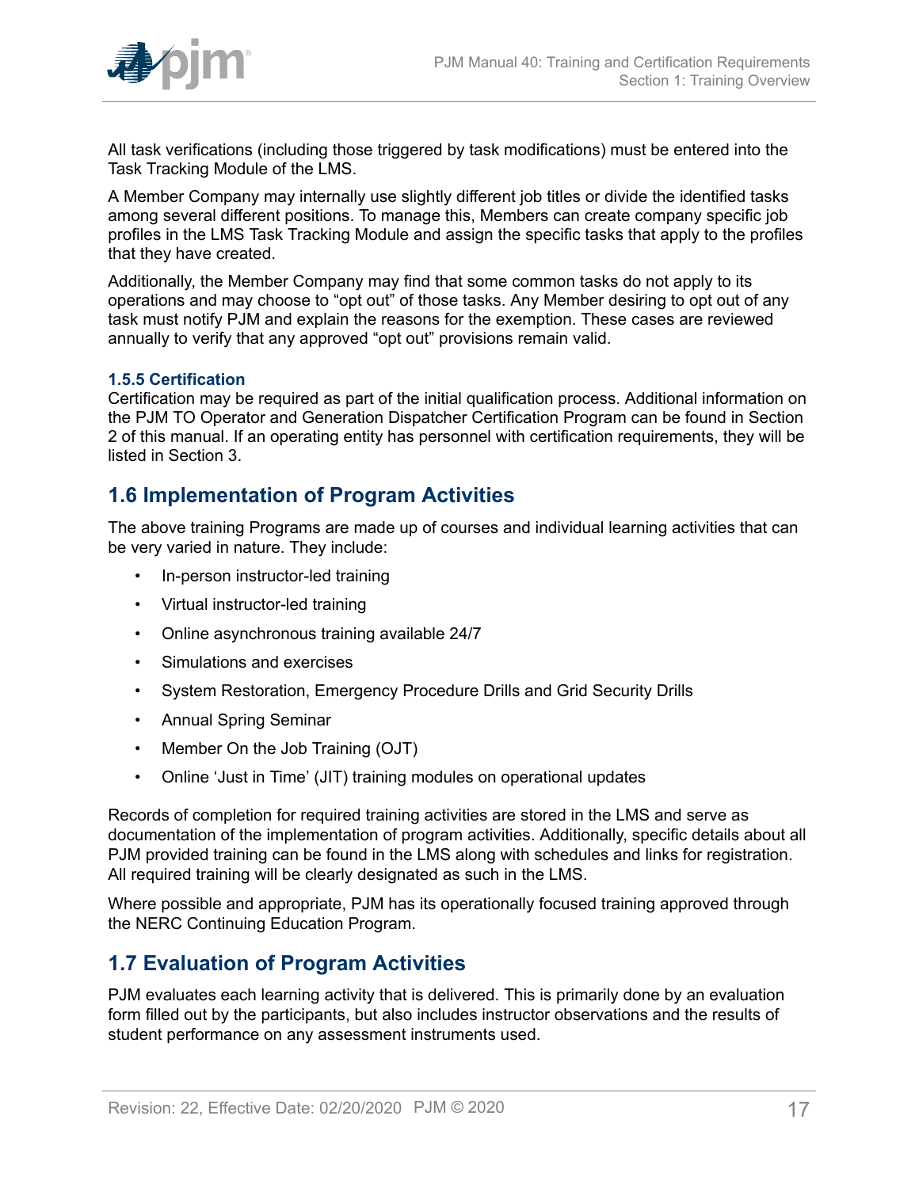All task verifications (including those triggered by task modifications) must be entered into the Task Tracking Module of the LMS.

A Member Company may internally use slightly different job titles or divide the identified tasks among several different positions. To manage this, Members can create company specific job profiles in the LMS Task Tracking Module and assign the specific tasks that apply to the profiles that they have created.

Additionally, the Member Company may find that some common tasks do not apply to its operations and may choose to "opt out" of those tasks. Any Member desiring to opt out of any task must notify PJM and explain the reasons for the exemption. These cases are reviewed annually to verify that any approved "opt out" provisions remain valid.

### 1.5.5 Certification

Certification may be required as part of the initial qualification process. Additional information on the PJM TO Operator and Generation Dispatcher Certification Program can be found in Section 2 of this manual. If an operating entity has personnel with certification requirements, they will be listed in Section 3.

## 1.6 Implementation of Program Activities

The above training Programs are made up of courses and individual learning activities that can be very varied in nature. They include:

- In-person instructor-led training
- Virtual instructor-led training
- Online asynchronous training available 24/7
- Simulations and exercises
- System Restoration, Emergency Procedure Drills and Grid Security Drills
- Annual Spring Seminar
- Member On the Job Training (OJT)
- Online 'Just in Time' (JIT) training modules on operational updates

Records of completion for required training activities are stored in the LMS and serve as documentation of the implementation of program activities. Additionally, specific details about all PJM provided training can be found in the LMS along with schedules and links for registration. All required training will be clearly designated as such in the LMS.

Where possible and appropriate, PJM has its operationally focused training approved through the NERC Continuing Education Program.

## 1.7 Evaluation of Program Activities

PJM evaluates each learning activity that is delivered. This is primarily done by an evaluation form filled out by the participants, but also includes instructor observations and the results of student performance on any assessment instruments used.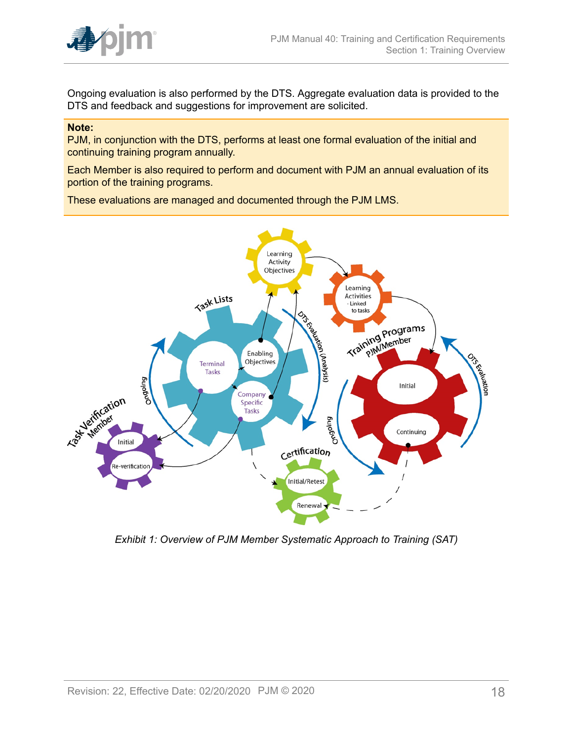Ongoing evaluation is also performed by the DTS. Aggregate evaluation data is provided to the DTS and feedback and suggestions for improvement are solicited.

**Note:**
PJM, in conjunction with the DTS, performs at least one formal evaluation of the initial and continuing training program annually.

Each Member is also required to perform and document with PJM an annual evaluation of its portion of the training programs.

These evaluations are managed and documented through the PJM LMS.

*Exhibit 1: Overview of PJM Member Systematic Approach to Training (SAT)*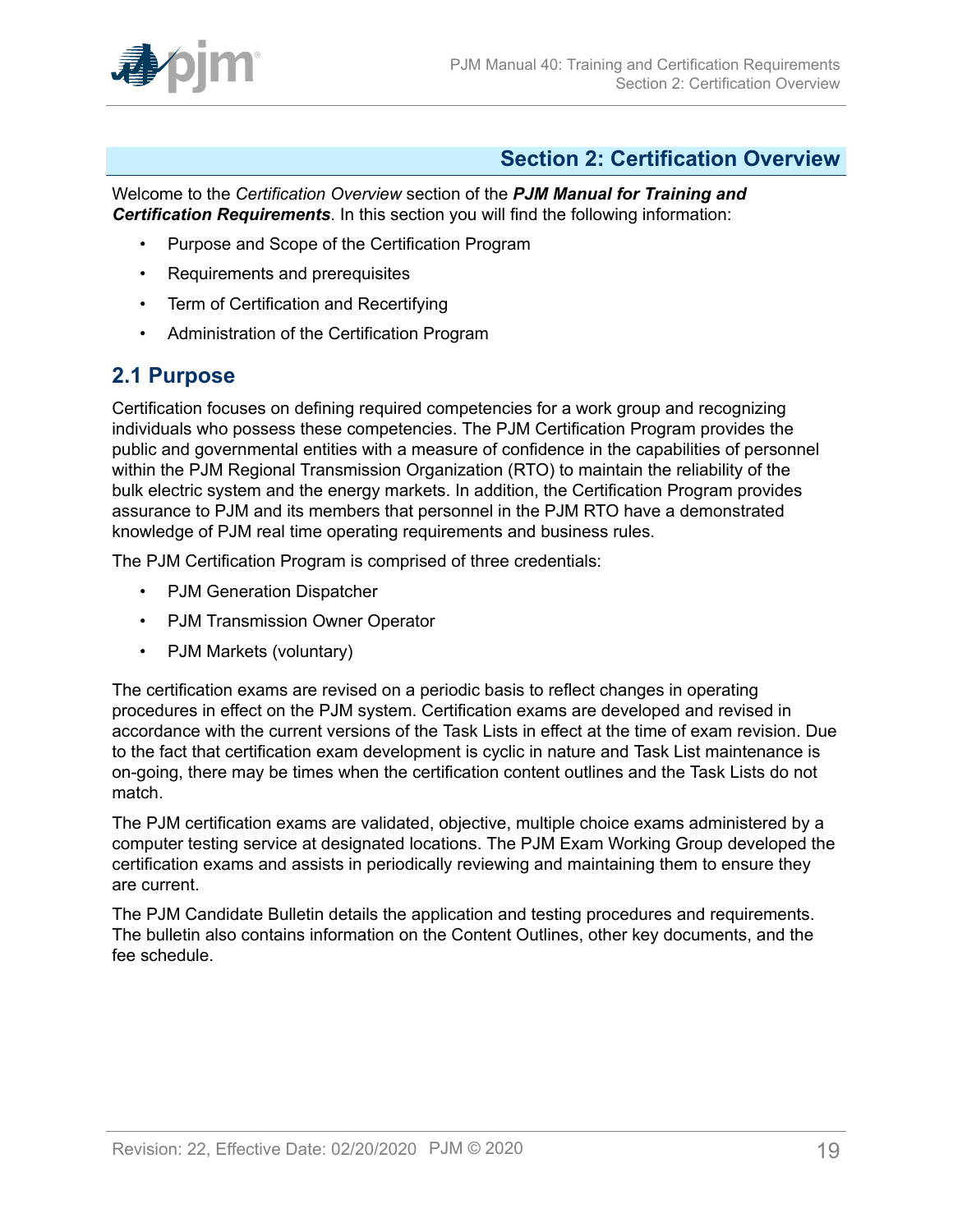# Section 2: Certification Overview

Welcome to the *Certification Overview* section of the ***PJM Manual for Training and Certification Requirements***. In this section you will find the following information:

- Purpose and Scope of the Certification Program
- Requirements and prerequisites
- Term of Certification and Recertifying
- Administration of the Certification Program

## 2.1 Purpose

Certification focuses on defining required competencies for a work group and recognizing individuals who possess these competencies. The PJM Certification Program provides the public and governmental entities with a measure of confidence in the capabilities of personnel within the PJM Regional Transmission Organization (RTO) to maintain the reliability of the bulk electric system and the energy markets. In addition, the Certification Program provides assurance to PJM and its members that personnel in the PJM RTO have a demonstrated knowledge of PJM real time operating requirements and business rules.

The PJM Certification Program is comprised of three credentials:

- PJM Generation Dispatcher
- PJM Transmission Owner Operator
- PJM Markets (voluntary)

The certification exams are revised on a periodic basis to reflect changes in operating procedures in effect on the PJM system. Certification exams are developed and revised in accordance with the current versions of the Task Lists in effect at the time of exam revision. Due to the fact that certification exam development is cyclic in nature and Task List maintenance is on-going, there may be times when the certification content outlines and the Task Lists do not match.

The PJM certification exams are validated, objective, multiple choice exams administered by a computer testing service at designated locations. The PJM Exam Working Group developed the certification exams and assists in periodically reviewing and maintaining them to ensure they are current.

The PJM Candidate Bulletin details the application and testing procedures and requirements. The bulletin also contains information on the Content Outlines, other key documents, and the fee schedule.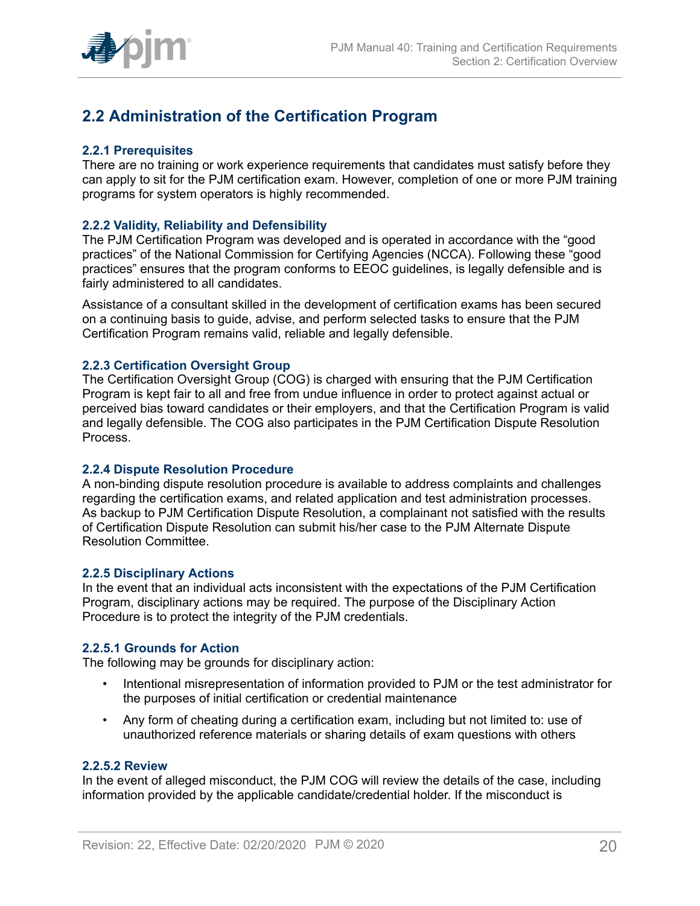## 2.2 Administration of the Certification Program

### 2.2.1 Prerequisites

There are no training or work experience requirements that candidates must satisfy before they can apply to sit for the PJM certification exam. However, completion of one or more PJM training programs for system operators is highly recommended.

### 2.2.2 Validity, Reliability and Defensibility

The PJM Certification Program was developed and is operated in accordance with the "good practices" of the National Commission for Certifying Agencies (NCCA). Following these "good practices" ensures that the program conforms to EEOC guidelines, is legally defensible and is fairly administered to all candidates.

Assistance of a consultant skilled in the development of certification exams has been secured on a continuing basis to guide, advise, and perform selected tasks to ensure that the PJM Certification Program remains valid, reliable and legally defensible.

### 2.2.3 Certification Oversight Group

The Certification Oversight Group (COG) is charged with ensuring that the PJM Certification Program is kept fair to all and free from undue influence in order to protect against actual or perceived bias toward candidates or their employers, and that the Certification Program is valid and legally defensible. The COG also participates in the PJM Certification Dispute Resolution Process.

### 2.2.4 Dispute Resolution Procedure

A non-binding dispute resolution procedure is available to address complaints and challenges regarding the certification exams, and related application and test administration processes. As backup to PJM Certification Dispute Resolution, a complainant not satisfied with the results of Certification Dispute Resolution can submit his/her case to the PJM Alternate Dispute Resolution Committee.

### 2.2.5 Disciplinary Actions

In the event that an individual acts inconsistent with the expectations of the PJM Certification Program, disciplinary actions may be required. The purpose of the Disciplinary Action Procedure is to protect the integrity of the PJM credentials.

#### 2.2.5.1 Grounds for Action

The following may be grounds for disciplinary action:

- Intentional misrepresentation of information provided to PJM or the test administrator for the purposes of initial certification or credential maintenance
- Any form of cheating during a certification exam, including but not limited to: use of unauthorized reference materials or sharing details of exam questions with others

#### 2.2.5.2 Review

In the event of alleged misconduct, the PJM COG will review the details of the case, including information provided by the applicable candidate/credential holder. If the misconduct is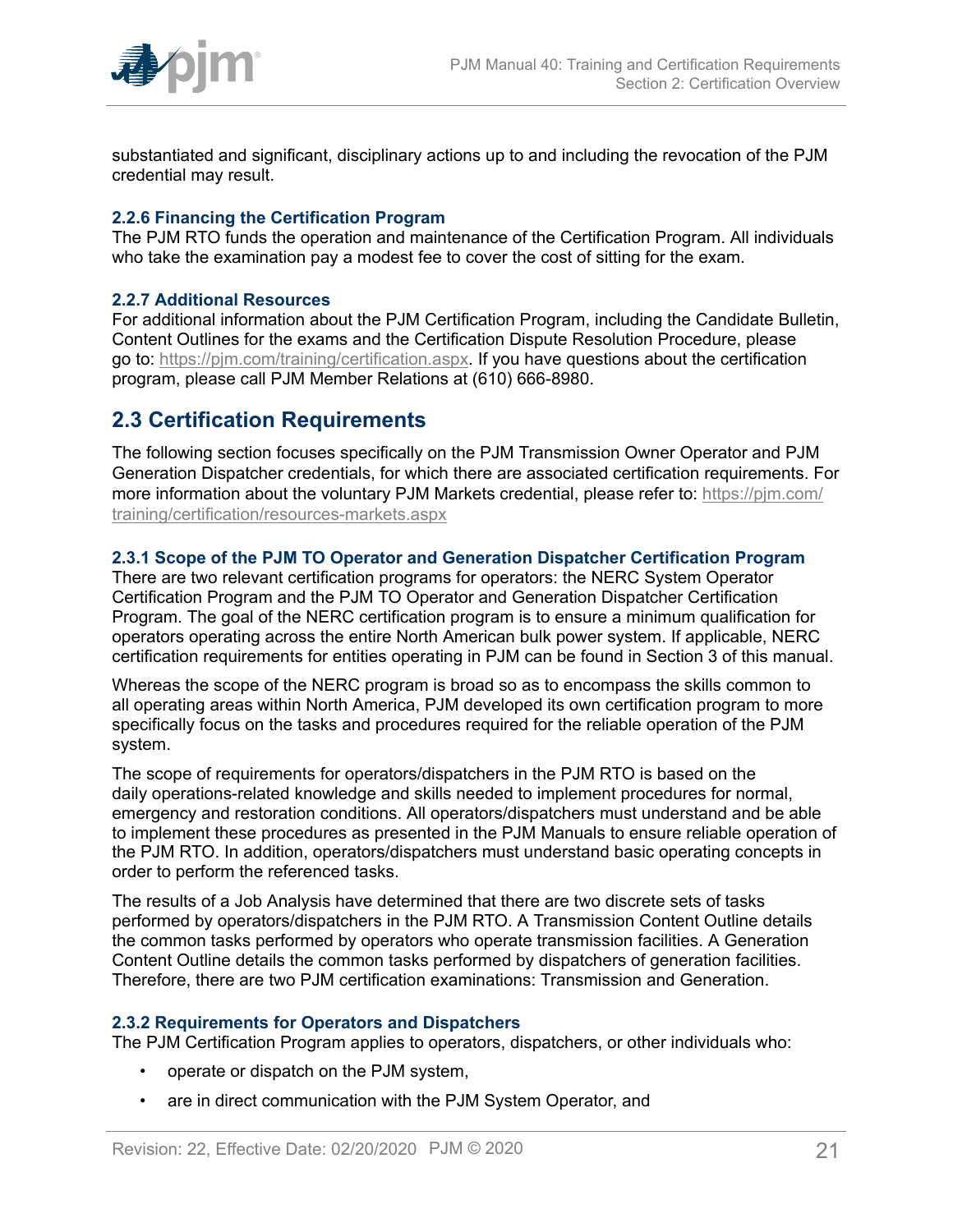substantiated and significant, disciplinary actions up to and including the revocation of the PJM credential may result.

### 2.2.6 Financing the Certification Program

The PJM RTO funds the operation and maintenance of the Certification Program. All individuals who take the examination pay a modest fee to cover the cost of sitting for the exam.

### 2.2.7 Additional Resources

For additional information about the PJM Certification Program, including the Candidate Bulletin, Content Outlines for the exams and the Certification Dispute Resolution Procedure, please go to: https://pjm.com/training/certification.aspx. If you have questions about the certification program, please call PJM Member Relations at (610) 666-8980.

## 2.3 Certification Requirements

The following section focuses specifically on the PJM Transmission Owner Operator and PJM Generation Dispatcher credentials, for which there are associated certification requirements. For more information about the voluntary PJM Markets credential, please refer to: https://pjm.com/training/certification/resources-markets.aspx

### 2.3.1 Scope of the PJM TO Operator and Generation Dispatcher Certification Program

There are two relevant certification programs for operators: the NERC System Operator Certification Program and the PJM TO Operator and Generation Dispatcher Certification Program. The goal of the NERC certification program is to ensure a minimum qualification for operators operating across the entire North American bulk power system. If applicable, NERC certification requirements for entities operating in PJM can be found in Section 3 of this manual.

Whereas the scope of the NERC program is broad so as to encompass the skills common to all operating areas within North America, PJM developed its own certification program to more specifically focus on the tasks and procedures required for the reliable operation of the PJM system.

The scope of requirements for operators/dispatchers in the PJM RTO is based on the daily operations-related knowledge and skills needed to implement procedures for normal, emergency and restoration conditions. All operators/dispatchers must understand and be able to implement these procedures as presented in the PJM Manuals to ensure reliable operation of the PJM RTO. In addition, operators/dispatchers must understand basic operating concepts in order to perform the referenced tasks.

The results of a Job Analysis have determined that there are two discrete sets of tasks performed by operators/dispatchers in the PJM RTO. A Transmission Content Outline details the common tasks performed by operators who operate transmission facilities. A Generation Content Outline details the common tasks performed by dispatchers of generation facilities. Therefore, there are two PJM certification examinations: Transmission and Generation.

### 2.3.2 Requirements for Operators and Dispatchers

The PJM Certification Program applies to operators, dispatchers, or other individuals who:

- operate or dispatch on the PJM system,
- are in direct communication with the PJM System Operator, and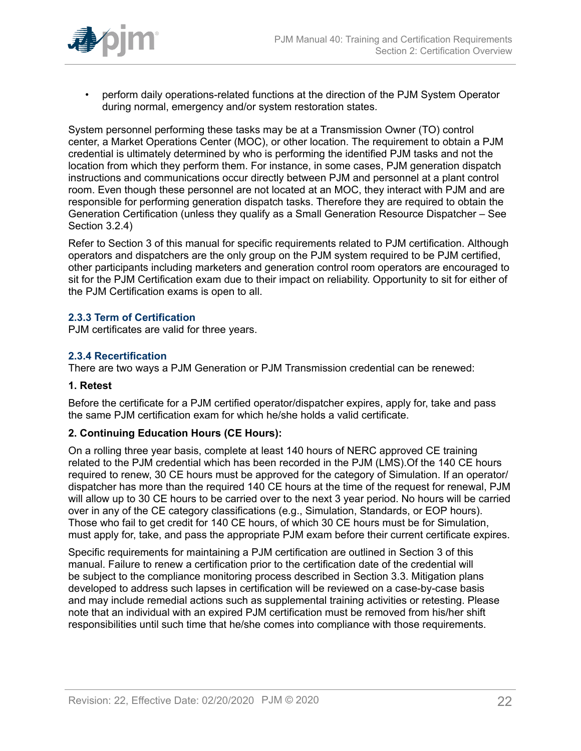- perform daily operations-related functions at the direction of the PJM System Operator during normal, emergency and/or system restoration states.

System personnel performing these tasks may be at a Transmission Owner (TO) control center, a Market Operations Center (MOC), or other location. The requirement to obtain a PJM credential is ultimately determined by who is performing the identified PJM tasks and not the location from which they perform them. For instance, in some cases, PJM generation dispatch instructions and communications occur directly between PJM and personnel at a plant control room. Even though these personnel are not located at an MOC, they interact with PJM and are responsible for performing generation dispatch tasks. Therefore they are required to obtain the Generation Certification (unless they qualify as a Small Generation Resource Dispatcher – See Section 3.2.4)

Refer to Section 3 of this manual for specific requirements related to PJM certification. Although operators and dispatchers are the only group on the PJM system required to be PJM certified, other participants including marketers and generation control room operators are encouraged to sit for the PJM Certification exam due to their impact on reliability. Opportunity to sit for either of the PJM Certification exams is open to all.

### 2.3.3 Term of Certification

PJM certificates are valid for three years.

### 2.3.4 Recertification

There are two ways a PJM Generation or PJM Transmission credential can be renewed:

**1. Retest**

Before the certificate for a PJM certified operator/dispatcher expires, apply for, take and pass the same PJM certification exam for which he/she holds a valid certificate.

**2. Continuing Education Hours (CE Hours):**

On a rolling three year basis, complete at least 140 hours of NERC approved CE training related to the PJM credential which has been recorded in the PJM (LMS).Of the 140 CE hours required to renew, 30 CE hours must be approved for the category of Simulation. If an operator/dispatcher has more than the required 140 CE hours at the time of the request for renewal, PJM will allow up to 30 CE hours to be carried over to the next 3 year period. No hours will be carried over in any of the CE category classifications (e.g., Simulation, Standards, or EOP hours). Those who fail to get credit for 140 CE hours, of which 30 CE hours must be for Simulation, must apply for, take, and pass the appropriate PJM exam before their current certificate expires.

Specific requirements for maintaining a PJM certification are outlined in Section 3 of this manual. Failure to renew a certification prior to the certification date of the credential will be subject to the compliance monitoring process described in Section 3.3. Mitigation plans developed to address such lapses in certification will be reviewed on a case-by-case basis and may include remedial actions such as supplemental training activities or retesting. Please note that an individual with an expired PJM certification must be removed from his/her shift responsibilities until such time that he/she comes into compliance with those requirements.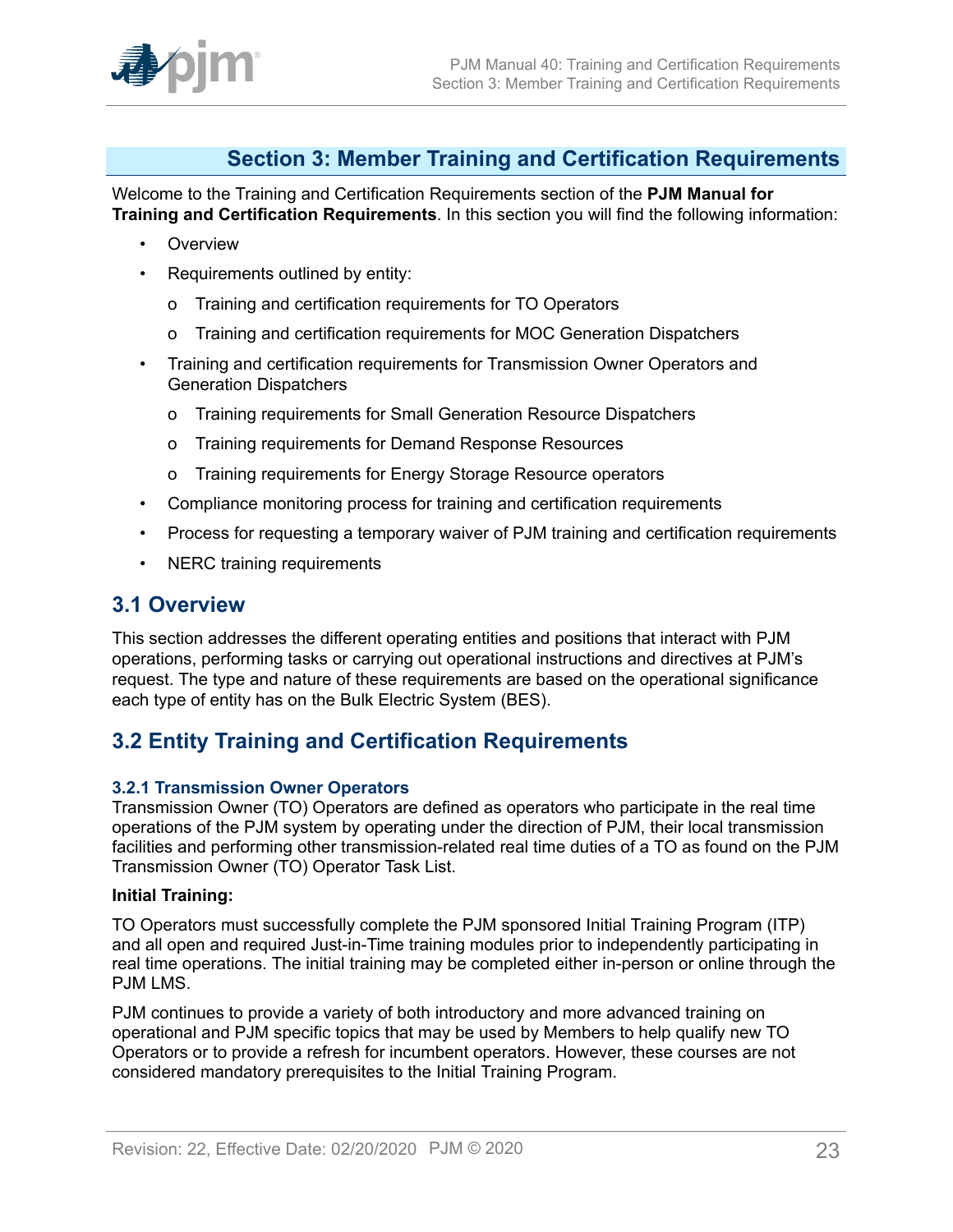# Section 3: Member Training and Certification Requirements

Welcome to the Training and Certification Requirements section of the **PJM Manual for Training and Certification Requirements**. In this section you will find the following information:

- Overview
- Requirements outlined by entity:
  - o Training and certification requirements for TO Operators
  - o Training and certification requirements for MOC Generation Dispatchers
- Training and certification requirements for Transmission Owner Operators and Generation Dispatchers
  - o Training requirements for Small Generation Resource Dispatchers
  - o Training requirements for Demand Response Resources
  - o Training requirements for Energy Storage Resource operators
- Compliance monitoring process for training and certification requirements
- Process for requesting a temporary waiver of PJM training and certification requirements
- NERC training requirements

## 3.1 Overview

This section addresses the different operating entities and positions that interact with PJM operations, performing tasks or carrying out operational instructions and directives at PJM's request. The type and nature of these requirements are based on the operational significance each type of entity has on the Bulk Electric System (BES).

## 3.2 Entity Training and Certification Requirements

### 3.2.1 Transmission Owner Operators

Transmission Owner (TO) Operators are defined as operators who participate in the real time operations of the PJM system by operating under the direction of PJM, their local transmission facilities and performing other transmission-related real time duties of a TO as found on the PJM Transmission Owner (TO) Operator Task List.

**Initial Training:**

TO Operators must successfully complete the PJM sponsored Initial Training Program (ITP) and all open and required Just-in-Time training modules prior to independently participating in real time operations. The initial training may be completed either in-person or online through the PJM LMS.

PJM continues to provide a variety of both introductory and more advanced training on operational and PJM specific topics that may be used by Members to help qualify new TO Operators or to provide a refresh for incumbent operators. However, these courses are not considered mandatory prerequisites to the Initial Training Program.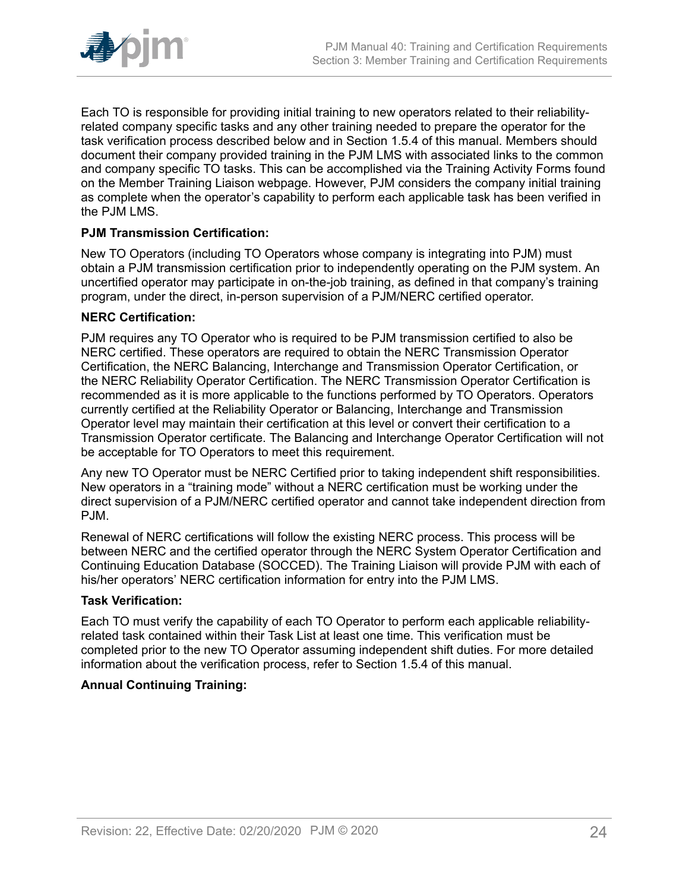Each TO is responsible for providing initial training to new operators related to their reliability-related company specific tasks and any other training needed to prepare the operator for the task verification process described below and in Section 1.5.4 of this manual. Members should document their company provided training in the PJM LMS with associated links to the common and company specific TO tasks. This can be accomplished via the Training Activity Forms found on the Member Training Liaison webpage. However, PJM considers the company initial training as complete when the operator's capability to perform each applicable task has been verified in the PJM LMS.

**PJM Transmission Certification:**

New TO Operators (including TO Operators whose company is integrating into PJM) must obtain a PJM transmission certification prior to independently operating on the PJM system. An uncertified operator may participate in on-the-job training, as defined in that company's training program, under the direct, in-person supervision of a PJM/NERC certified operator.

**NERC Certification:**

PJM requires any TO Operator who is required to be PJM transmission certified to also be NERC certified. These operators are required to obtain the NERC Transmission Operator Certification, the NERC Balancing, Interchange and Transmission Operator Certification, or the NERC Reliability Operator Certification. The NERC Transmission Operator Certification is recommended as it is more applicable to the functions performed by TO Operators. Operators currently certified at the Reliability Operator or Balancing, Interchange and Transmission Operator level may maintain their certification at this level or convert their certification to a Transmission Operator certificate. The Balancing and Interchange Operator Certification will not be acceptable for TO Operators to meet this requirement.

Any new TO Operator must be NERC Certified prior to taking independent shift responsibilities. New operators in a "training mode" without a NERC certification must be working under the direct supervision of a PJM/NERC certified operator and cannot take independent direction from PJM.

Renewal of NERC certifications will follow the existing NERC process. This process will be between NERC and the certified operator through the NERC System Operator Certification and Continuing Education Database (SOCCED). The Training Liaison will provide PJM with each of his/her operators' NERC certification information for entry into the PJM LMS.

**Task Verification:**

Each TO must verify the capability of each TO Operator to perform each applicable reliability-related task contained within their Task List at least one time. This verification must be completed prior to the new TO Operator assuming independent shift duties. For more detailed information about the verification process, refer to Section 1.5.4 of this manual.

**Annual Continuing Training:**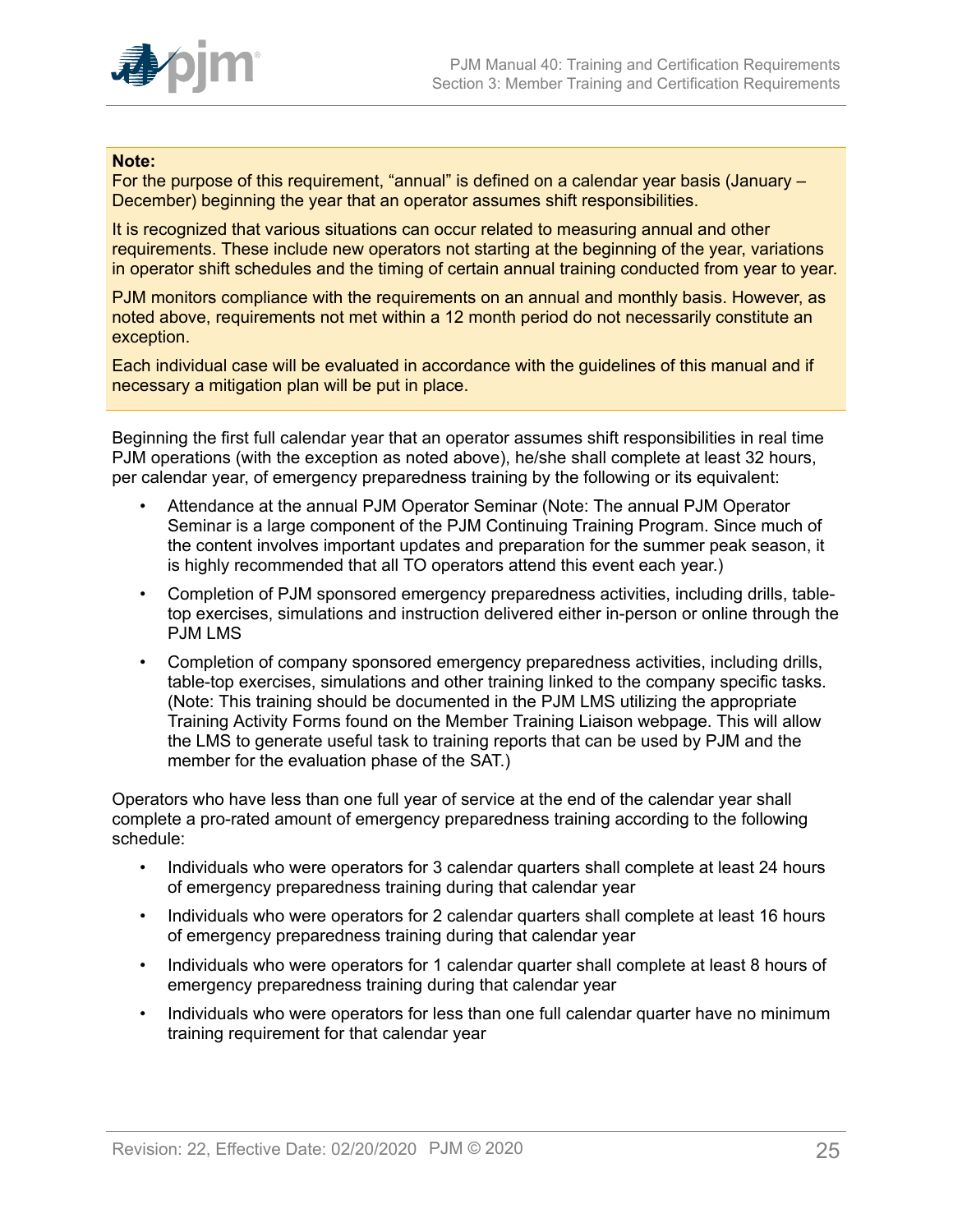**Note:**
For the purpose of this requirement, “annual” is defined on a calendar year basis (January – December) beginning the year that an operator assumes shift responsibilities.

It is recognized that various situations can occur related to measuring annual and other requirements. These include new operators not starting at the beginning of the year, variations in operator shift schedules and the timing of certain annual training conducted from year to year.

PJM monitors compliance with the requirements on an annual and monthly basis. However, as noted above, requirements not met within a 12 month period do not necessarily constitute an exception.

Each individual case will be evaluated in accordance with the guidelines of this manual and if necessary a mitigation plan will be put in place.

Beginning the first full calendar year that an operator assumes shift responsibilities in real time PJM operations (with the exception as noted above), he/she shall complete at least 32 hours, per calendar year, of emergency preparedness training by the following or its equivalent:

- Attendance at the annual PJM Operator Seminar (Note: The annual PJM Operator Seminar is a large component of the PJM Continuing Training Program. Since much of the content involves important updates and preparation for the summer peak season, it is highly recommended that all TO operators attend this event each year.)
- Completion of PJM sponsored emergency preparedness activities, including drills, table-top exercises, simulations and instruction delivered either in-person or online through the PJM LMS
- Completion of company sponsored emergency preparedness activities, including drills, table-top exercises, simulations and other training linked to the company specific tasks. (Note: This training should be documented in the PJM LMS utilizing the appropriate Training Activity Forms found on the Member Training Liaison webpage. This will allow the LMS to generate useful task to training reports that can be used by PJM and the member for the evaluation phase of the SAT.)

Operators who have less than one full year of service at the end of the calendar year shall complete a pro-rated amount of emergency preparedness training according to the following schedule:

- Individuals who were operators for 3 calendar quarters shall complete at least 24 hours of emergency preparedness training during that calendar year
- Individuals who were operators for 2 calendar quarters shall complete at least 16 hours of emergency preparedness training during that calendar year
- Individuals who were operators for 1 calendar quarter shall complete at least 8 hours of emergency preparedness training during that calendar year
- Individuals who were operators for less than one full calendar quarter have no minimum training requirement for that calendar year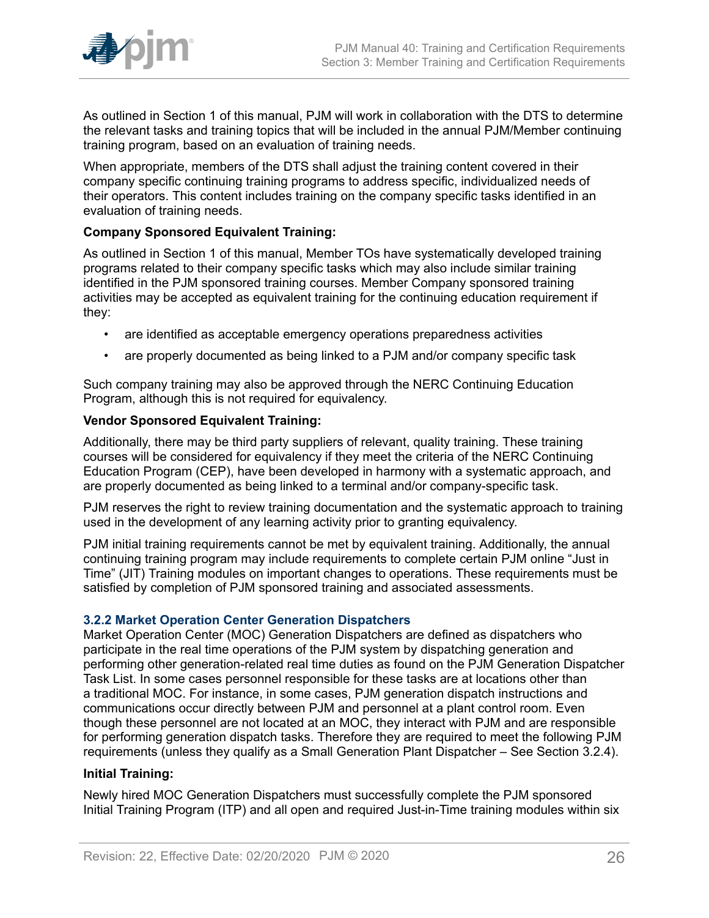As outlined in Section 1 of this manual, PJM will work in collaboration with the DTS to determine the relevant tasks and training topics that will be included in the annual PJM/Member continuing training program, based on an evaluation of training needs.

When appropriate, members of the DTS shall adjust the training content covered in their company specific continuing training programs to address specific, individualized needs of their operators. This content includes training on the company specific tasks identified in an evaluation of training needs.

**Company Sponsored Equivalent Training:**

As outlined in Section 1 of this manual, Member TOs have systematically developed training programs related to their company specific tasks which may also include similar training identified in the PJM sponsored training courses. Member Company sponsored training activities may be accepted as equivalent training for the continuing education requirement if they:

- are identified as acceptable emergency operations preparedness activities
- are properly documented as being linked to a PJM and/or company specific task

Such company training may also be approved through the NERC Continuing Education Program, although this is not required for equivalency.

**Vendor Sponsored Equivalent Training:**

Additionally, there may be third party suppliers of relevant, quality training. These training courses will be considered for equivalency if they meet the criteria of the NERC Continuing Education Program (CEP), have been developed in harmony with a systematic approach, and are properly documented as being linked to a terminal and/or company-specific task.

PJM reserves the right to review training documentation and the systematic approach to training used in the development of any learning activity prior to granting equivalency.

PJM initial training requirements cannot be met by equivalent training. Additionally, the annual continuing training program may include requirements to complete certain PJM online "Just in Time" (JIT) Training modules on important changes to operations. These requirements must be satisfied by completion of PJM sponsored training and associated assessments.

### 3.2.2 Market Operation Center Generation Dispatchers

Market Operation Center (MOC) Generation Dispatchers are defined as dispatchers who participate in the real time operations of the PJM system by dispatching generation and performing other generation-related real time duties as found on the PJM Generation Dispatcher Task List. In some cases personnel responsible for these tasks are at locations other than a traditional MOC. For instance, in some cases, PJM generation dispatch instructions and communications occur directly between PJM and personnel at a plant control room. Even though these personnel are not located at an MOC, they interact with PJM and are responsible for performing generation dispatch tasks. Therefore they are required to meet the following PJM requirements (unless they qualify as a Small Generation Plant Dispatcher – See Section 3.2.4).

**Initial Training:**

Newly hired MOC Generation Dispatchers must successfully complete the PJM sponsored Initial Training Program (ITP) and all open and required Just-in-Time training modules within six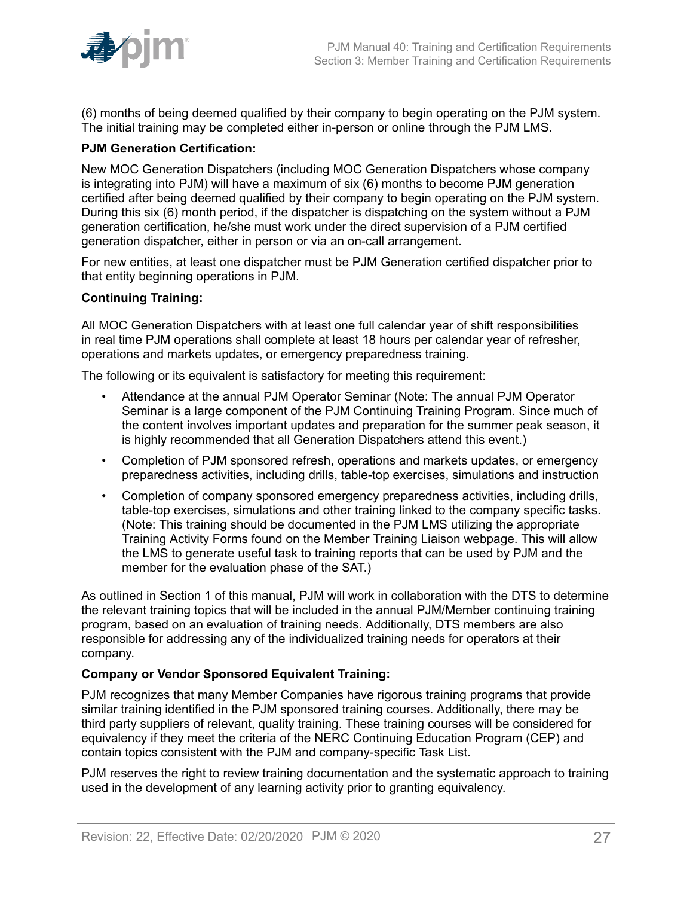(6) months of being deemed qualified by their company to begin operating on the PJM system. The initial training may be completed either in-person or online through the PJM LMS.

**PJM Generation Certification:**

New MOC Generation Dispatchers (including MOC Generation Dispatchers whose company is integrating into PJM) will have a maximum of six (6) months to become PJM generation certified after being deemed qualified by their company to begin operating on the PJM system. During this six (6) month period, if the dispatcher is dispatching on the system without a PJM generation certification, he/she must work under the direct supervision of a PJM certified generation dispatcher, either in person or via an on-call arrangement.

For new entities, at least one dispatcher must be PJM Generation certified dispatcher prior to that entity beginning operations in PJM.

**Continuing Training:**

All MOC Generation Dispatchers with at least one full calendar year of shift responsibilities in real time PJM operations shall complete at least 18 hours per calendar year of refresher, operations and markets updates, or emergency preparedness training.

The following or its equivalent is satisfactory for meeting this requirement:

- Attendance at the annual PJM Operator Seminar (Note: The annual PJM Operator Seminar is a large component of the PJM Continuing Training Program. Since much of the content involves important updates and preparation for the summer peak season, it is highly recommended that all Generation Dispatchers attend this event.)
- Completion of PJM sponsored refresh, operations and markets updates, or emergency preparedness activities, including drills, table-top exercises, simulations and instruction
- Completion of company sponsored emergency preparedness activities, including drills, table-top exercises, simulations and other training linked to the company specific tasks. (Note: This training should be documented in the PJM LMS utilizing the appropriate Training Activity Forms found on the Member Training Liaison webpage. This will allow the LMS to generate useful task to training reports that can be used by PJM and the member for the evaluation phase of the SAT.)

As outlined in Section 1 of this manual, PJM will work in collaboration with the DTS to determine the relevant training topics that will be included in the annual PJM/Member continuing training program, based on an evaluation of training needs. Additionally, DTS members are also responsible for addressing any of the individualized training needs for operators at their company.

**Company or Vendor Sponsored Equivalent Training:**

PJM recognizes that many Member Companies have rigorous training programs that provide similar training identified in the PJM sponsored training courses. Additionally, there may be third party suppliers of relevant, quality training. These training courses will be considered for equivalency if they meet the criteria of the NERC Continuing Education Program (CEP) and contain topics consistent with the PJM and company-specific Task List.

PJM reserves the right to review training documentation and the systematic approach to training used in the development of any learning activity prior to granting equivalency.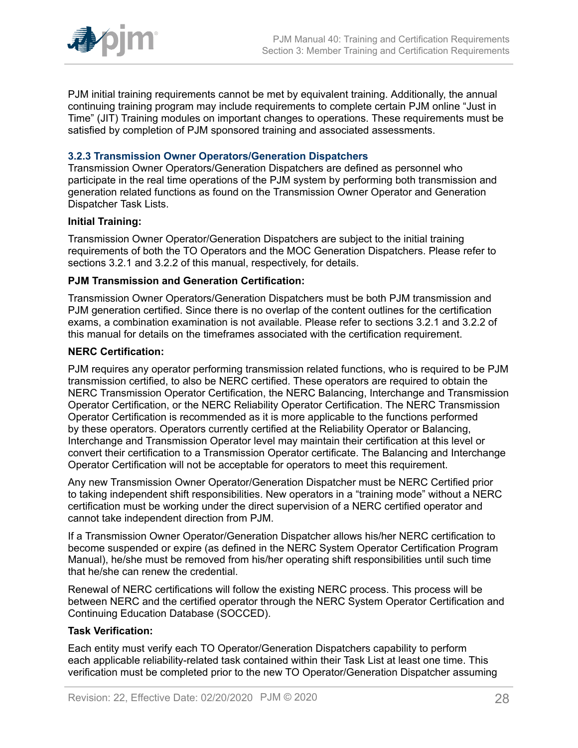PJM initial training requirements cannot be met by equivalent training. Additionally, the annual continuing training program may include requirements to complete certain PJM online "Just in Time" (JIT) Training modules on important changes to operations. These requirements must be satisfied by completion of PJM sponsored training and associated assessments.

### 3.2.3 Transmission Owner Operators/Generation Dispatchers

Transmission Owner Operators/Generation Dispatchers are defined as personnel who participate in the real time operations of the PJM system by performing both transmission and generation related functions as found on the Transmission Owner Operator and Generation Dispatcher Task Lists.

**Initial Training:**

Transmission Owner Operator/Generation Dispatchers are subject to the initial training requirements of both the TO Operators and the MOC Generation Dispatchers. Please refer to sections 3.2.1 and 3.2.2 of this manual, respectively, for details.

**PJM Transmission and Generation Certification:**

Transmission Owner Operators/Generation Dispatchers must be both PJM transmission and PJM generation certified. Since there is no overlap of the content outlines for the certification exams, a combination examination is not available. Please refer to sections 3.2.1 and 3.2.2 of this manual for details on the timeframes associated with the certification requirement.

**NERC Certification:**

PJM requires any operator performing transmission related functions, who is required to be PJM transmission certified, to also be NERC certified. These operators are required to obtain the NERC Transmission Operator Certification, the NERC Balancing, Interchange and Transmission Operator Certification, or the NERC Reliability Operator Certification. The NERC Transmission Operator Certification is recommended as it is more applicable to the functions performed by these operators. Operators currently certified at the Reliability Operator or Balancing, Interchange and Transmission Operator level may maintain their certification at this level or convert their certification to a Transmission Operator certificate. The Balancing and Interchange Operator Certification will not be acceptable for operators to meet this requirement.

Any new Transmission Owner Operator/Generation Dispatcher must be NERC Certified prior to taking independent shift responsibilities. New operators in a "training mode" without a NERC certification must be working under the direct supervision of a NERC certified operator and cannot take independent direction from PJM.

If a Transmission Owner Operator/Generation Dispatcher allows his/her NERC certification to become suspended or expire (as defined in the NERC System Operator Certification Program Manual), he/she must be removed from his/her operating shift responsibilities until such time that he/she can renew the credential.

Renewal of NERC certifications will follow the existing NERC process. This process will be between NERC and the certified operator through the NERC System Operator Certification and Continuing Education Database (SOCCED).

**Task Verification:**

Each entity must verify each TO Operator/Generation Dispatchers capability to perform each applicable reliability-related task contained within their Task List at least one time. This verification must be completed prior to the new TO Operator/Generation Dispatcher assuming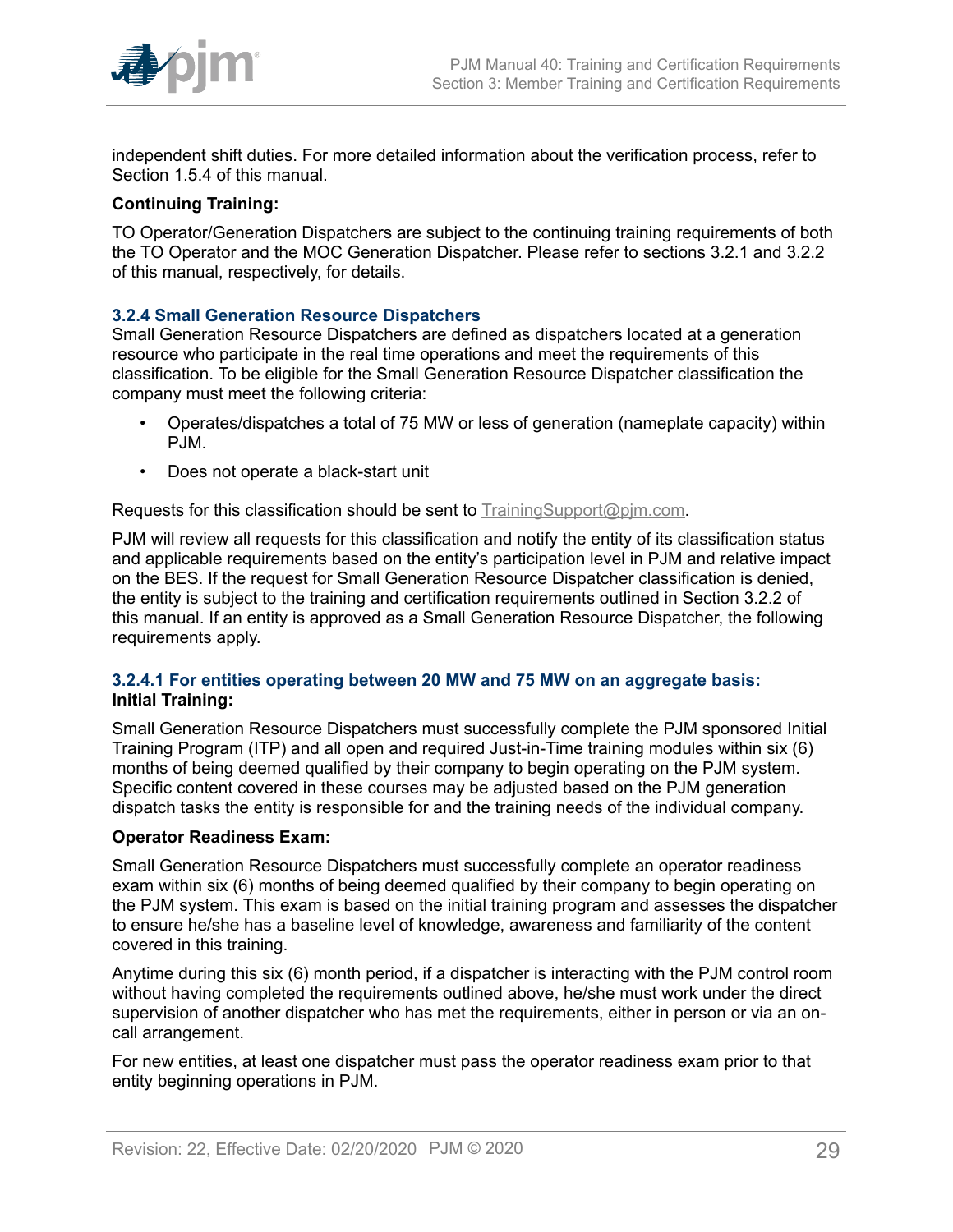independent shift duties. For more detailed information about the verification process, refer to Section 1.5.4 of this manual.

**Continuing Training:**

TO Operator/Generation Dispatchers are subject to the continuing training requirements of both the TO Operator and the MOC Generation Dispatcher. Please refer to sections 3.2.1 and 3.2.2 of this manual, respectively, for details.

### 3.2.4 Small Generation Resource Dispatchers

Small Generation Resource Dispatchers are defined as dispatchers located at a generation resource who participate in the real time operations and meet the requirements of this classification. To be eligible for the Small Generation Resource Dispatcher classification the company must meet the following criteria:

- Operates/dispatches a total of 75 MW or less of generation (nameplate capacity) within PJM.
- Does not operate a black-start unit

Requests for this classification should be sent to TrainingSupport@pjm.com.

PJM will review all requests for this classification and notify the entity of its classification status and applicable requirements based on the entity's participation level in PJM and relative impact on the BES. If the request for Small Generation Resource Dispatcher classification is denied, the entity is subject to the training and certification requirements outlined in Section 3.2.2 of this manual. If an entity is approved as a Small Generation Resource Dispatcher, the following requirements apply.

#### 3.2.4.1 For entities operating between 20 MW and 75 MW on an aggregate basis:

**Initial Training:**

Small Generation Resource Dispatchers must successfully complete the PJM sponsored Initial Training Program (ITP) and all open and required Just-in-Time training modules within six (6) months of being deemed qualified by their company to begin operating on the PJM system. Specific content covered in these courses may be adjusted based on the PJM generation dispatch tasks the entity is responsible for and the training needs of the individual company.

**Operator Readiness Exam:**

Small Generation Resource Dispatchers must successfully complete an operator readiness exam within six (6) months of being deemed qualified by their company to begin operating on the PJM system. This exam is based on the initial training program and assesses the dispatcher to ensure he/she has a baseline level of knowledge, awareness and familiarity of the content covered in this training.

Anytime during this six (6) month period, if a dispatcher is interacting with the PJM control room without having completed the requirements outlined above, he/she must work under the direct supervision of another dispatcher who has met the requirements, either in person or via an on-call arrangement.

For new entities, at least one dispatcher must pass the operator readiness exam prior to that entity beginning operations in PJM.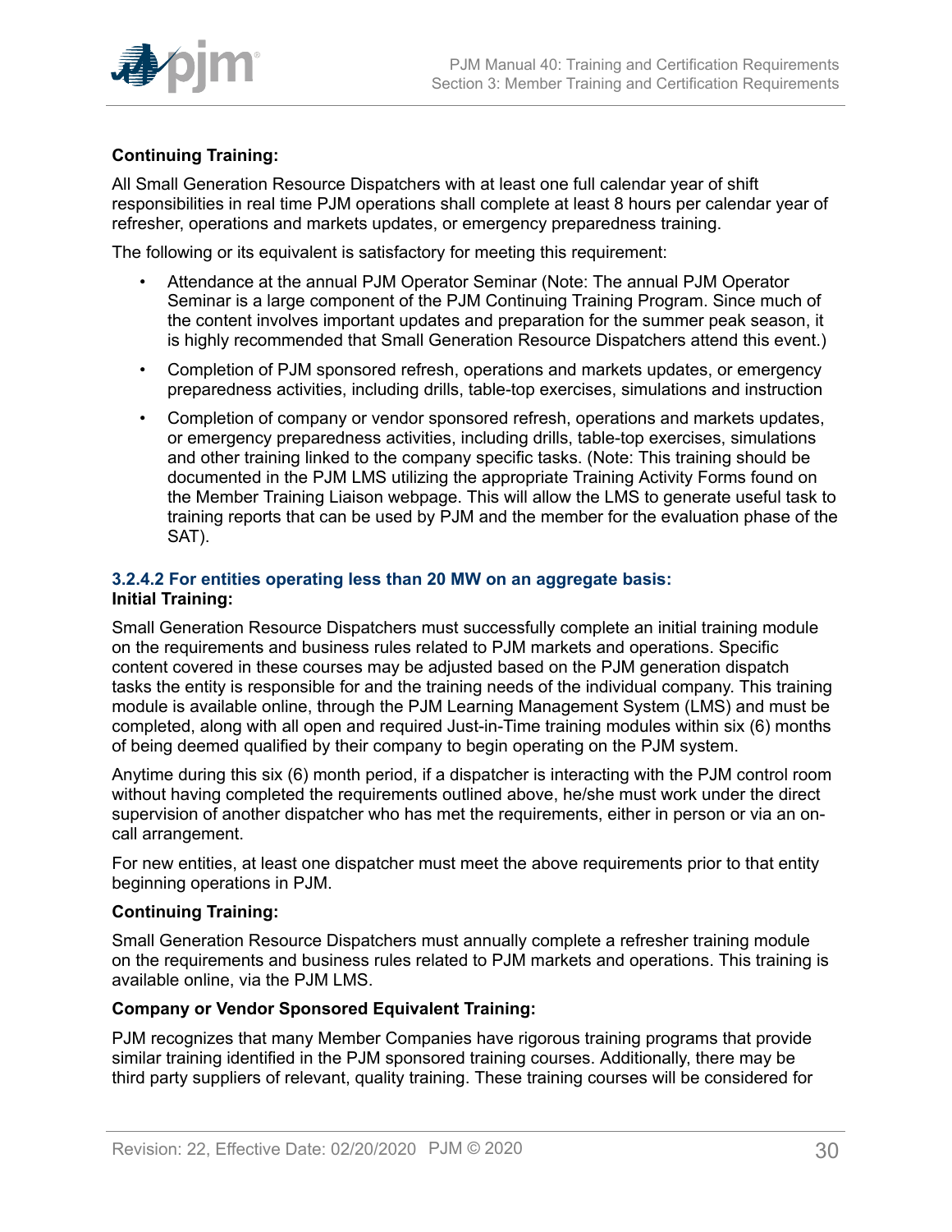**Continuing Training:**

All Small Generation Resource Dispatchers with at least one full calendar year of shift responsibilities in real time PJM operations shall complete at least 8 hours per calendar year of refresher, operations and markets updates, or emergency preparedness training.

The following or its equivalent is satisfactory for meeting this requirement:

- Attendance at the annual PJM Operator Seminar (Note: The annual PJM Operator Seminar is a large component of the PJM Continuing Training Program. Since much of the content involves important updates and preparation for the summer peak season, it is highly recommended that Small Generation Resource Dispatchers attend this event.)
- Completion of PJM sponsored refresh, operations and markets updates, or emergency preparedness activities, including drills, table-top exercises, simulations and instruction
- Completion of company or vendor sponsored refresh, operations and markets updates, or emergency preparedness activities, including drills, table-top exercises, simulations and other training linked to the company specific tasks. (Note: This training should be documented in the PJM LMS utilizing the appropriate Training Activity Forms found on the Member Training Liaison webpage. This will allow the LMS to generate useful task to training reports that can be used by PJM and the member for the evaluation phase of the SAT).

#### 3.2.4.2 For entities operating less than 20 MW on an aggregate basis:

**Initial Training:**

Small Generation Resource Dispatchers must successfully complete an initial training module on the requirements and business rules related to PJM markets and operations. Specific content covered in these courses may be adjusted based on the PJM generation dispatch tasks the entity is responsible for and the training needs of the individual company. This training module is available online, through the PJM Learning Management System (LMS) and must be completed, along with all open and required Just-in-Time training modules within six (6) months of being deemed qualified by their company to begin operating on the PJM system.

Anytime during this six (6) month period, if a dispatcher is interacting with the PJM control room without having completed the requirements outlined above, he/she must work under the direct supervision of another dispatcher who has met the requirements, either in person or via an on-call arrangement.

For new entities, at least one dispatcher must meet the above requirements prior to that entity beginning operations in PJM.

**Continuing Training:**

Small Generation Resource Dispatchers must annually complete a refresher training module on the requirements and business rules related to PJM markets and operations. This training is available online, via the PJM LMS.

**Company or Vendor Sponsored Equivalent Training:**

PJM recognizes that many Member Companies have rigorous training programs that provide similar training identified in the PJM sponsored training courses. Additionally, there may be third party suppliers of relevant, quality training. These training courses will be considered for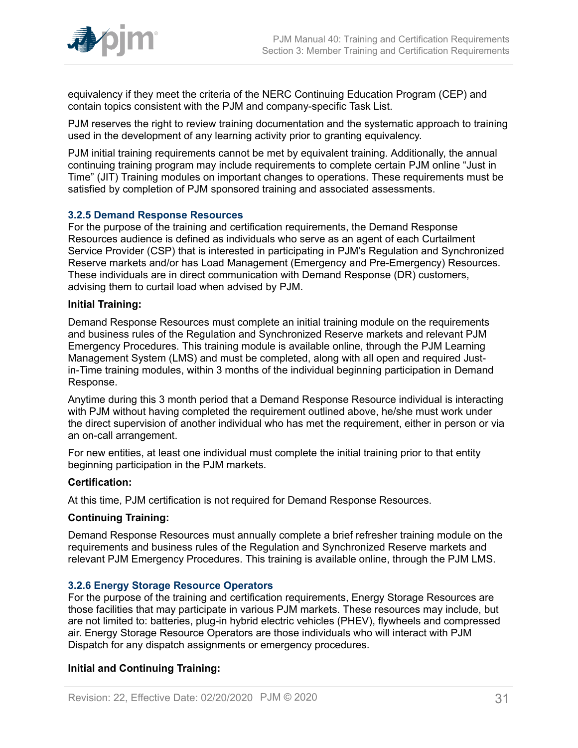equivalency if they meet the criteria of the NERC Continuing Education Program (CEP) and contain topics consistent with the PJM and company-specific Task List.

PJM reserves the right to review training documentation and the systematic approach to training used in the development of any learning activity prior to granting equivalency.

PJM initial training requirements cannot be met by equivalent training. Additionally, the annual continuing training program may include requirements to complete certain PJM online "Just in Time" (JIT) Training modules on important changes to operations. These requirements must be satisfied by completion of PJM sponsored training and associated assessments.

### 3.2.5 Demand Response Resources

For the purpose of the training and certification requirements, the Demand Response Resources audience is defined as individuals who serve as an agent of each Curtailment Service Provider (CSP) that is interested in participating in PJM's Regulation and Synchronized Reserve markets and/or has Load Management (Emergency and Pre-Emergency) Resources. These individuals are in direct communication with Demand Response (DR) customers, advising them to curtail load when advised by PJM.

**Initial Training:**

Demand Response Resources must complete an initial training module on the requirements and business rules of the Regulation and Synchronized Reserve markets and relevant PJM Emergency Procedures. This training module is available online, through the PJM Learning Management System (LMS) and must be completed, along with all open and required Just-in-Time training modules, within 3 months of the individual beginning participation in Demand Response.

Anytime during this 3 month period that a Demand Response Resource individual is interacting with PJM without having completed the requirement outlined above, he/she must work under the direct supervision of another individual who has met the requirement, either in person or via an on-call arrangement.

For new entities, at least one individual must complete the initial training prior to that entity beginning participation in the PJM markets.

**Certification:**

At this time, PJM certification is not required for Demand Response Resources.

**Continuing Training:**

Demand Response Resources must annually complete a brief refresher training module on the requirements and business rules of the Regulation and Synchronized Reserve markets and relevant PJM Emergency Procedures. This training is available online, through the PJM LMS.

### 3.2.6 Energy Storage Resource Operators

For the purpose of the training and certification requirements, Energy Storage Resources are those facilities that may participate in various PJM markets. These resources may include, but are not limited to: batteries, plug-in hybrid electric vehicles (PHEV), flywheels and compressed air. Energy Storage Resource Operators are those individuals who will interact with PJM Dispatch for any dispatch assignments or emergency procedures.

**Initial and Continuing Training:**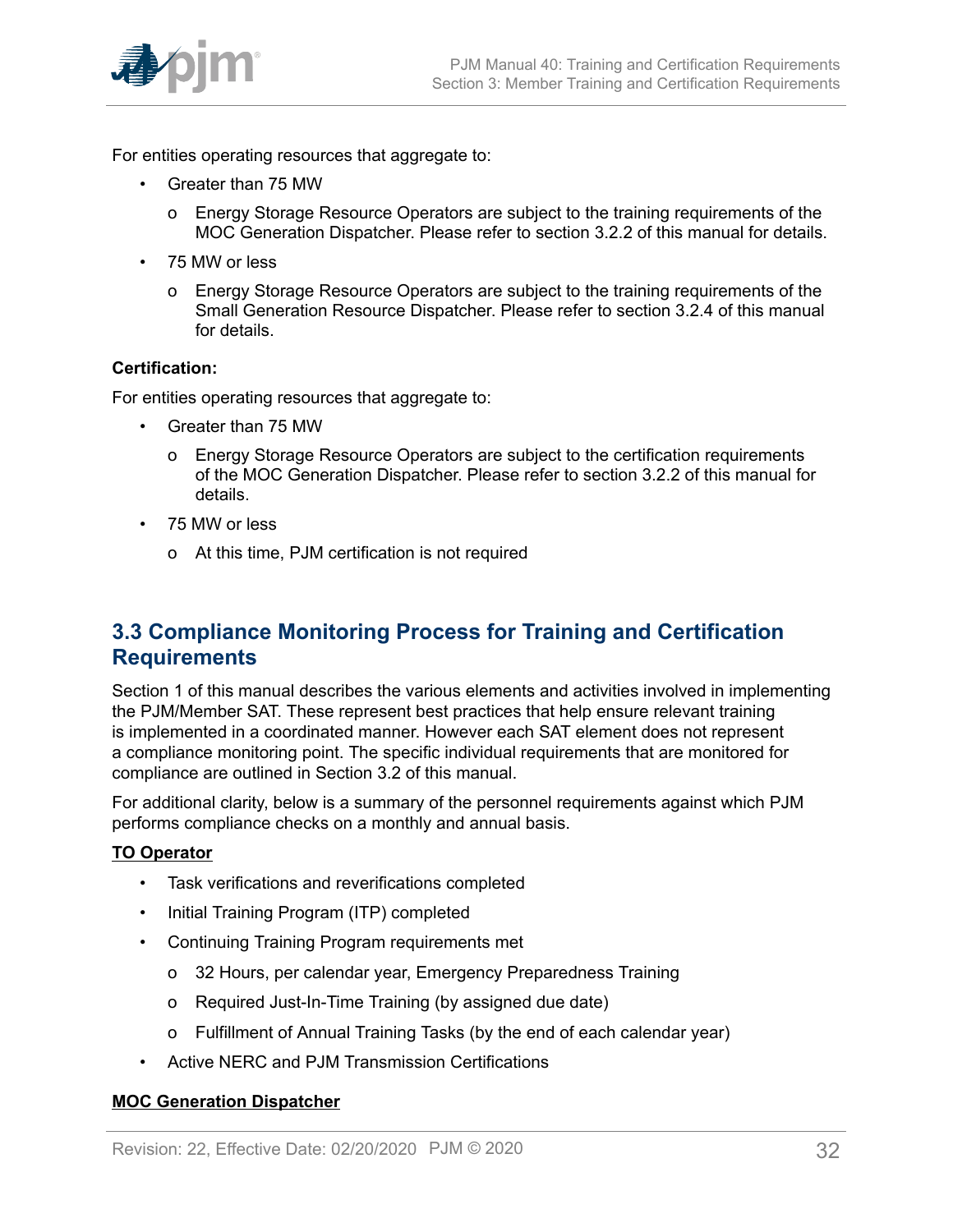For entities operating resources that aggregate to:

- Greater than 75 MW
  - Energy Storage Resource Operators are subject to the training requirements of the MOC Generation Dispatcher. Please refer to section 3.2.2 of this manual for details.
- 75 MW or less
  - Energy Storage Resource Operators are subject to the training requirements of the Small Generation Resource Dispatcher. Please refer to section 3.2.4 of this manual for details.

**Certification:**

For entities operating resources that aggregate to:

- Greater than 75 MW
  - Energy Storage Resource Operators are subject to the certification requirements of the MOC Generation Dispatcher. Please refer to section 3.2.2 of this manual for details.
- 75 MW or less
  - At this time, PJM certification is not required

## 3.3 Compliance Monitoring Process for Training and Certification Requirements

Section 1 of this manual describes the various elements and activities involved in implementing the PJM/Member SAT. These represent best practices that help ensure relevant training is implemented in a coordinated manner. However each SAT element does not represent a compliance monitoring point. The specific individual requirements that are monitored for compliance are outlined in Section 3.2 of this manual.

For additional clarity, below is a summary of the personnel requirements against which PJM performs compliance checks on a monthly and annual basis.

**TO Operator**

- Task verifications and reverifications completed
- Initial Training Program (ITP) completed
- Continuing Training Program requirements met
  - 32 Hours, per calendar year, Emergency Preparedness Training
  - Required Just-In-Time Training (by assigned due date)
  - Fulfillment of Annual Training Tasks (by the end of each calendar year)
- Active NERC and PJM Transmission Certifications

**MOC Generation Dispatcher**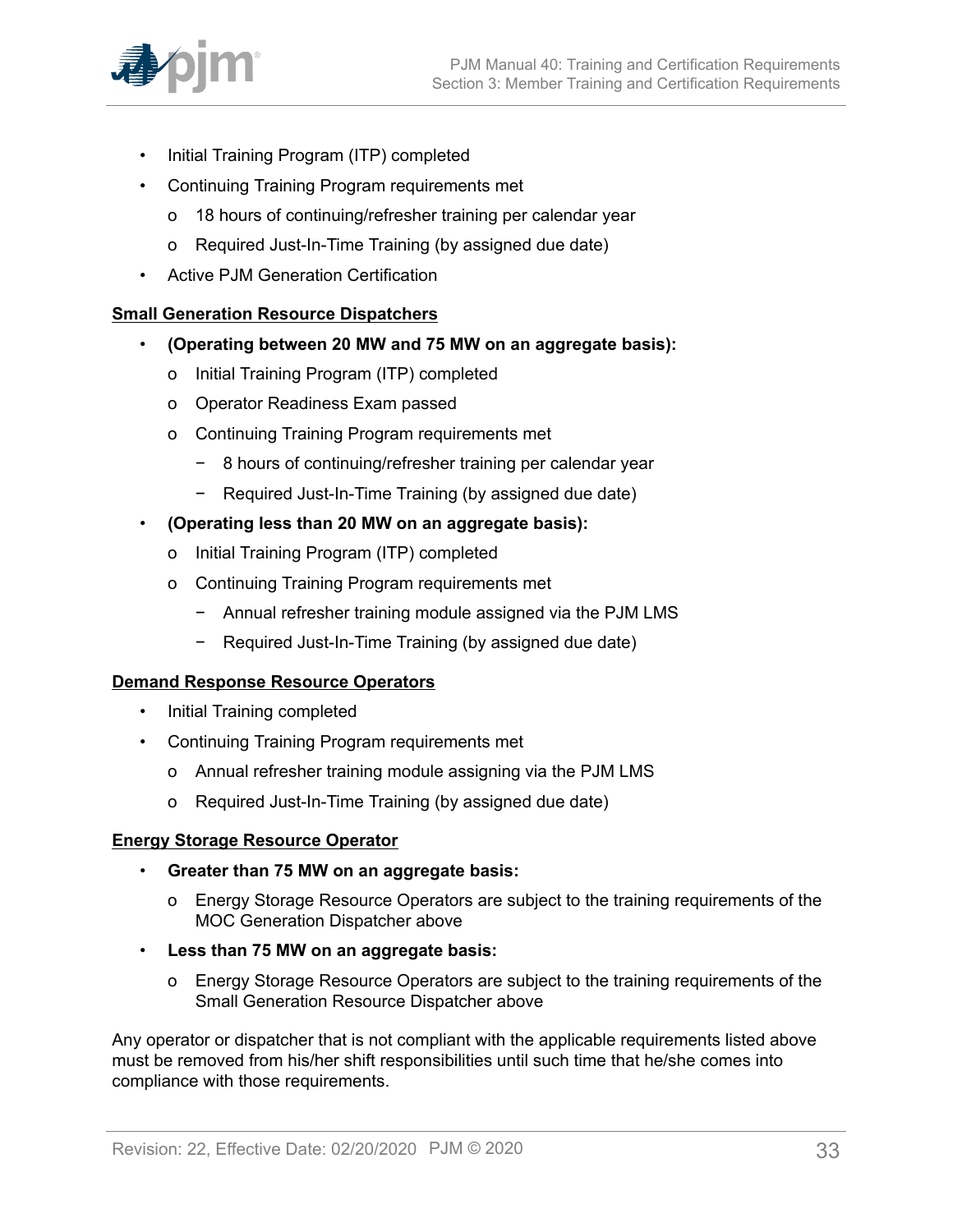- Initial Training Program (ITP) completed
- Continuing Training Program requirements met
  - 18 hours of continuing/refresher training per calendar year
  - Required Just-In-Time Training (by assigned due date)
- Active PJM Generation Certification

**Small Generation Resource Dispatchers**

- **(Operating between 20 MW and 75 MW on an aggregate basis):**
  - Initial Training Program (ITP) completed
  - Operator Readiness Exam passed
  - Continuing Training Program requirements met
    - 8 hours of continuing/refresher training per calendar year
    - Required Just-In-Time Training (by assigned due date)
- **(Operating less than 20 MW on an aggregate basis):**
  - Initial Training Program (ITP) completed
  - Continuing Training Program requirements met
    - Annual refresher training module assigned via the PJM LMS
    - Required Just-In-Time Training (by assigned due date)

**Demand Response Resource Operators**

- Initial Training completed
- Continuing Training Program requirements met
  - Annual refresher training module assigning via the PJM LMS
  - Required Just-In-Time Training (by assigned due date)

**Energy Storage Resource Operator**

- **Greater than 75 MW on an aggregate basis:**
  - Energy Storage Resource Operators are subject to the training requirements of the MOC Generation Dispatcher above
- **Less than 75 MW on an aggregate basis:**
  - Energy Storage Resource Operators are subject to the training requirements of the Small Generation Resource Dispatcher above

Any operator or dispatcher that is not compliant with the applicable requirements listed above must be removed from his/her shift responsibilities until such time that he/she comes into compliance with those requirements.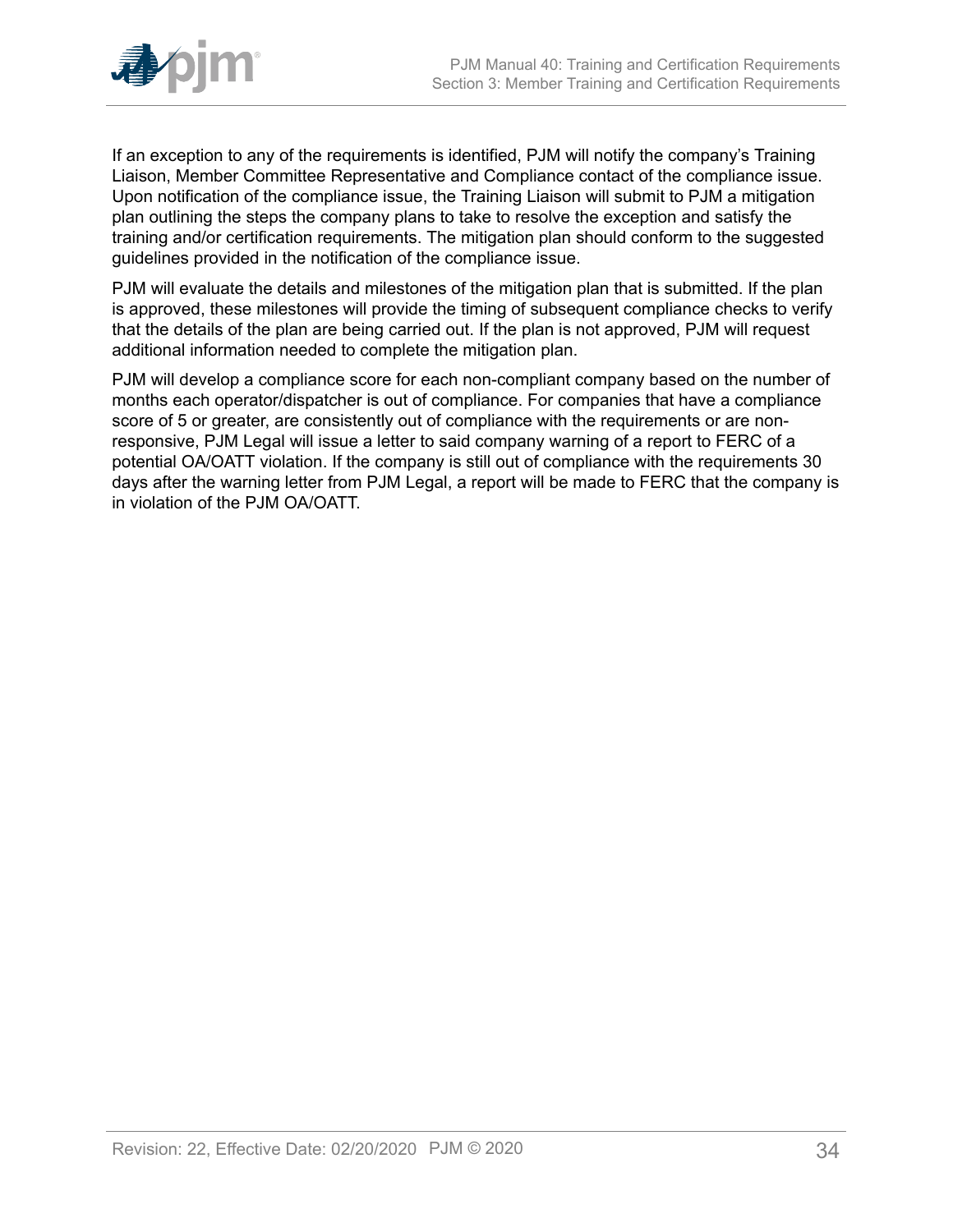If an exception to any of the requirements is identified, PJM will notify the company's Training Liaison, Member Committee Representative and Compliance contact of the compliance issue. Upon notification of the compliance issue, the Training Liaison will submit to PJM a mitigation plan outlining the steps the company plans to take to resolve the exception and satisfy the training and/or certification requirements. The mitigation plan should conform to the suggested guidelines provided in the notification of the compliance issue.

PJM will evaluate the details and milestones of the mitigation plan that is submitted. If the plan is approved, these milestones will provide the timing of subsequent compliance checks to verify that the details of the plan are being carried out. If the plan is not approved, PJM will request additional information needed to complete the mitigation plan.

PJM will develop a compliance score for each non-compliant company based on the number of months each operator/dispatcher is out of compliance. For companies that have a compliance score of 5 or greater, are consistently out of compliance with the requirements or are non-responsive, PJM Legal will issue a letter to said company warning of a report to FERC of a potential OA/OATT violation. If the company is still out of compliance with the requirements 30 days after the warning letter from PJM Legal, a report will be made to FERC that the company is in violation of the PJM OA/OATT.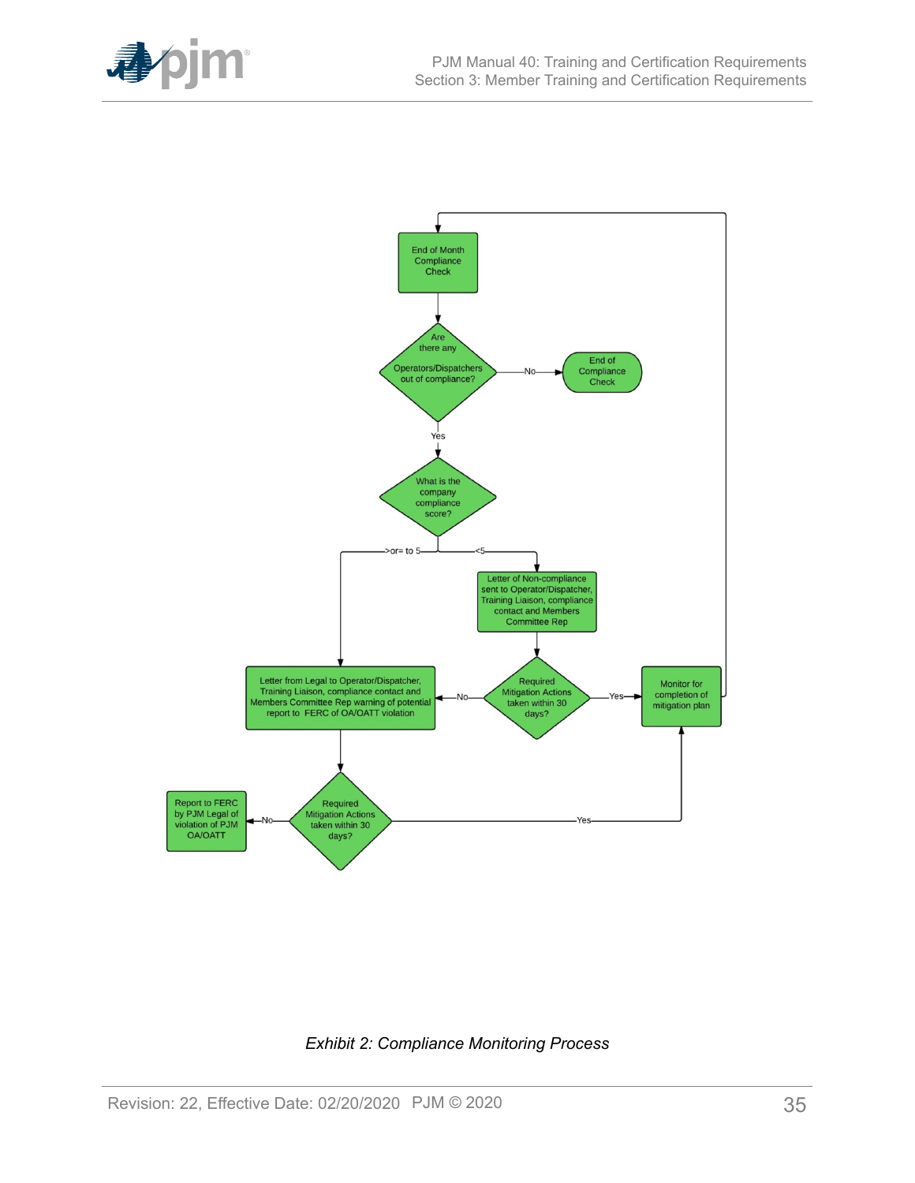End of Month Compliance Check

Are there any Operators/Dispatchers out of compliance?

- No → End of Compliance Check
- Yes → What is the company compliance score?
  - >or= to 5 → Letter from Legal to Operator/Dispatcher, Training Liaison, compliance contact and Members Committee Rep warning of potential report to FERC of OA/OATT violation
  - <5 → Letter of Non-compliance sent to Operator/Dispatcher, Training Liaison, compliance contact and Members Committee Rep

Required Mitigation Actions taken within 30 days?

- Yes → Monitor for completion of mitigation plan → End of Month Compliance Check
- No → Letter from Legal to Operator/Dispatcher, Training Liaison, compliance contact and Members Committee Rep warning of potential report to FERC of OA/OATT violation

Required Mitigation Actions taken within 30 days?

- Yes → Monitor for completion of mitigation plan
- No → Report to FERC by PJM Legal of violation of PJM OA/OATT

*Exhibit 2: Compliance Monitoring Process*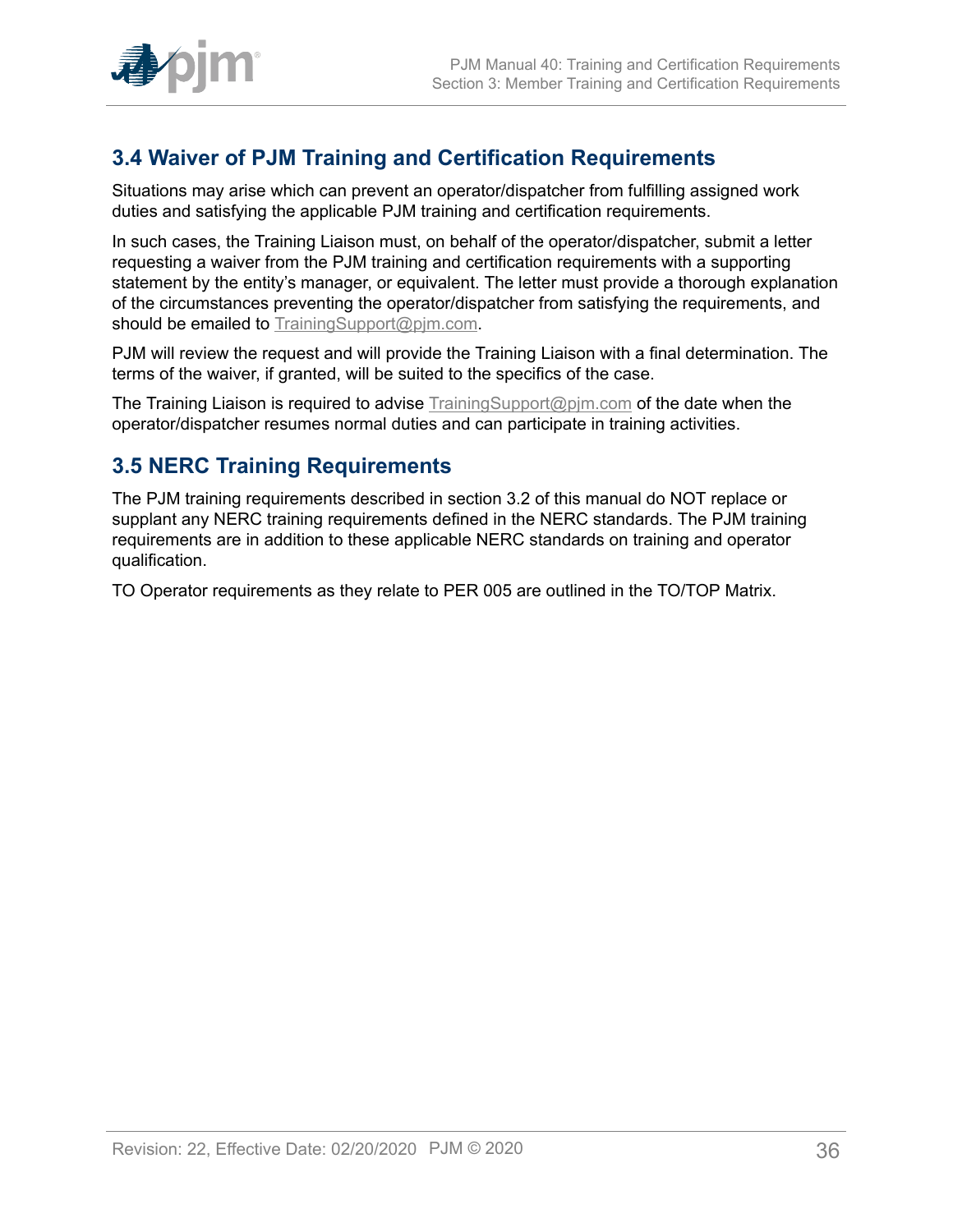## 3.4 Waiver of PJM Training and Certification Requirements

Situations may arise which can prevent an operator/dispatcher from fulfilling assigned work duties and satisfying the applicable PJM training and certification requirements.

In such cases, the Training Liaison must, on behalf of the operator/dispatcher, submit a letter requesting a waiver from the PJM training and certification requirements with a supporting statement by the entity's manager, or equivalent. The letter must provide a thorough explanation of the circumstances preventing the operator/dispatcher from satisfying the requirements, and should be emailed to TrainingSupport@pjm.com.

PJM will review the request and will provide the Training Liaison with a final determination. The terms of the waiver, if granted, will be suited to the specifics of the case.

The Training Liaison is required to advise TrainingSupport@pjm.com of the date when the operator/dispatcher resumes normal duties and can participate in training activities.

## 3.5 NERC Training Requirements

The PJM training requirements described in section 3.2 of this manual do NOT replace or supplant any NERC training requirements defined in the NERC standards. The PJM training requirements are in addition to these applicable NERC standards on training and operator qualification.

TO Operator requirements as they relate to PER 005 are outlined in the TO/TOP Matrix.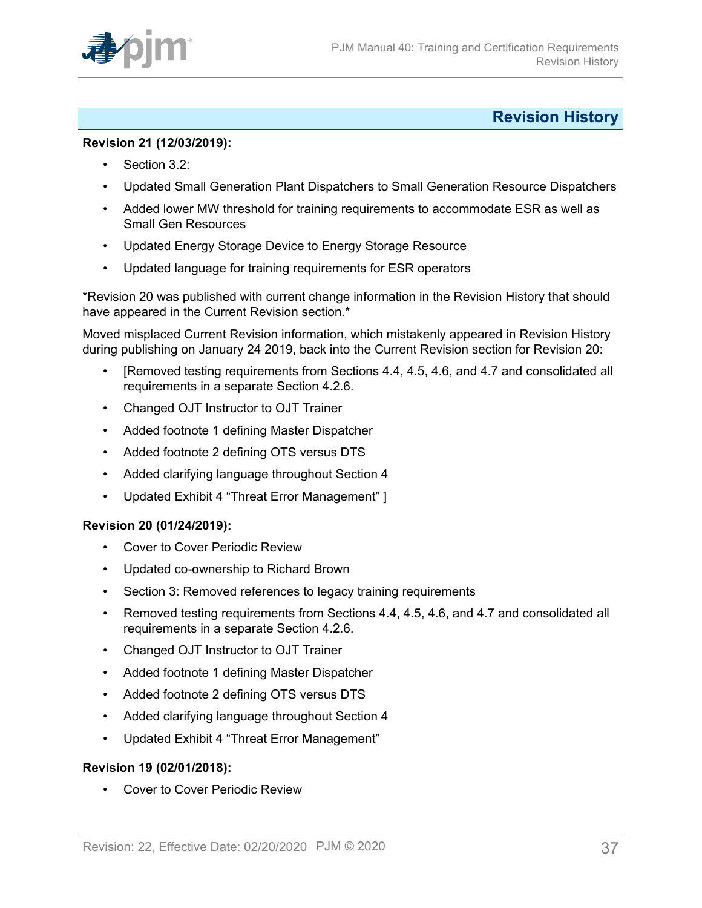## Revision History

**Revision 21 (12/03/2019):**

- Section 3.2:
- Updated Small Generation Plant Dispatchers to Small Generation Resource Dispatchers
- Added lower MW threshold for training requirements to accommodate ESR as well as Small Gen Resources
- Updated Energy Storage Device to Energy Storage Resource
- Updated language for training requirements for ESR operators

*Revision 20 was published with current change information in the Revision History that should have appeared in the Current Revision section.*

Moved misplaced Current Revision information, which mistakenly appeared in Revision History during publishing on January 24 2019, back into the Current Revision section for Revision 20:

- [Removed testing requirements from Sections 4.4, 4.5, 4.6, and 4.7 and consolidated all requirements in a separate Section 4.2.6.
- Changed OJT Instructor to OJT Trainer
- Added footnote 1 defining Master Dispatcher
- Added footnote 2 defining OTS versus DTS
- Added clarifying language throughout Section 4
- Updated Exhibit 4 “Threat Error Management” ]

**Revision 20 (01/24/2019):**

- Cover to Cover Periodic Review
- Updated co-ownership to Richard Brown
- Section 3: Removed references to legacy training requirements
- Removed testing requirements from Sections 4.4, 4.5, 4.6, and 4.7 and consolidated all requirements in a separate Section 4.2.6.
- Changed OJT Instructor to OJT Trainer
- Added footnote 1 defining Master Dispatcher
- Added footnote 2 defining OTS versus DTS
- Added clarifying language throughout Section 4
- Updated Exhibit 4 “Threat Error Management”

**Revision 19 (02/01/2018):**

- Cover to Cover Periodic Review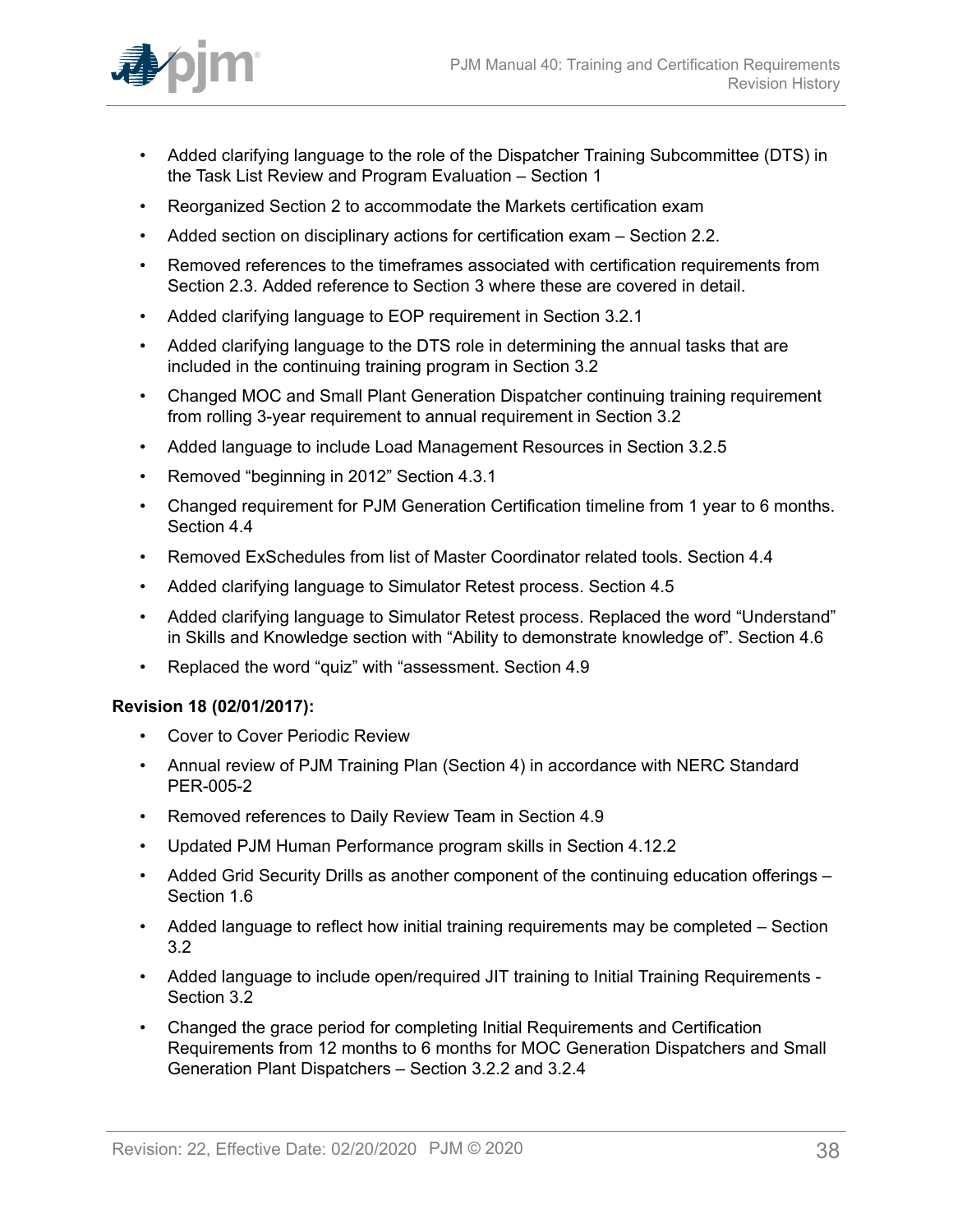- Added clarifying language to the role of the Dispatcher Training Subcommittee (DTS) in the Task List Review and Program Evaluation – Section 1
- Reorganized Section 2 to accommodate the Markets certification exam
- Added section on disciplinary actions for certification exam – Section 2.2.
- Removed references to the timeframes associated with certification requirements from Section 2.3. Added reference to Section 3 where these are covered in detail.
- Added clarifying language to EOP requirement in Section 3.2.1
- Added clarifying language to the DTS role in determining the annual tasks that are included in the continuing training program in Section 3.2
- Changed MOC and Small Plant Generation Dispatcher continuing training requirement from rolling 3-year requirement to annual requirement in Section 3.2
- Added language to include Load Management Resources in Section 3.2.5
- Removed "beginning in 2012" Section 4.3.1
- Changed requirement for PJM Generation Certification timeline from 1 year to 6 months. Section 4.4
- Removed ExSchedules from list of Master Coordinator related tools. Section 4.4
- Added clarifying language to Simulator Retest process. Section 4.5
- Added clarifying language to Simulator Retest process. Replaced the word "Understand" in Skills and Knowledge section with "Ability to demonstrate knowledge of". Section 4.6
- Replaced the word "quiz" with "assessment. Section 4.9

**Revision 18 (02/01/2017):**

- Cover to Cover Periodic Review
- Annual review of PJM Training Plan (Section 4) in accordance with NERC Standard PER-005-2
- Removed references to Daily Review Team in Section 4.9
- Updated PJM Human Performance program skills in Section 4.12.2
- Added Grid Security Drills as another component of the continuing education offerings – Section 1.6
- Added language to reflect how initial training requirements may be completed – Section 3.2
- Added language to include open/required JIT training to Initial Training Requirements - Section 3.2
- Changed the grace period for completing Initial Requirements and Certification Requirements from 12 months to 6 months for MOC Generation Dispatchers and Small Generation Plant Dispatchers – Section 3.2.2 and 3.2.4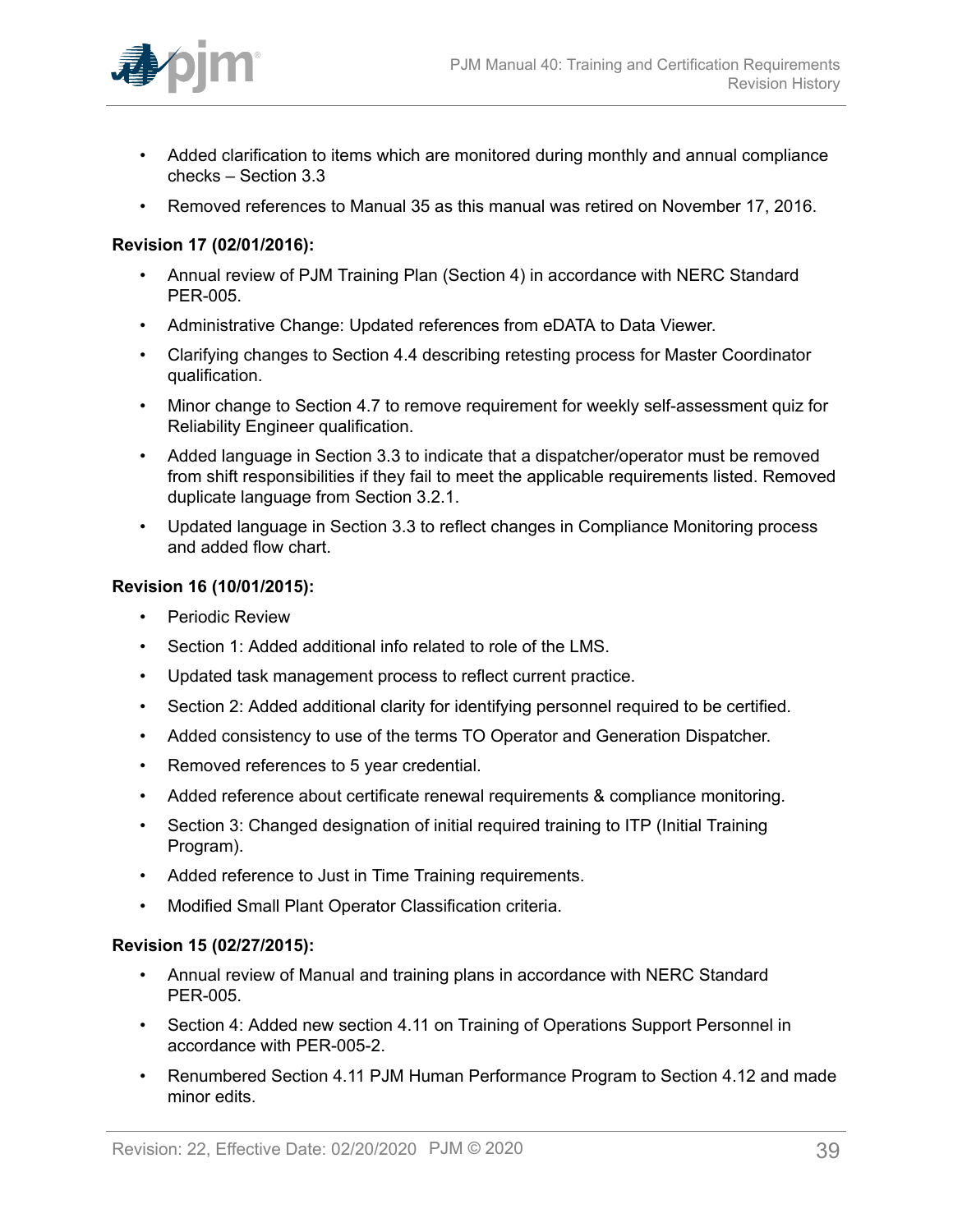- Added clarification to items which are monitored during monthly and annual compliance checks – Section 3.3
- Removed references to Manual 35 as this manual was retired on November 17, 2016.

**Revision 17 (02/01/2016):**

- Annual review of PJM Training Plan (Section 4) in accordance with NERC Standard PER-005.
- Administrative Change: Updated references from eDATA to Data Viewer.
- Clarifying changes to Section 4.4 describing retesting process for Master Coordinator qualification.
- Minor change to Section 4.7 to remove requirement for weekly self-assessment quiz for Reliability Engineer qualification.
- Added language in Section 3.3 to indicate that a dispatcher/operator must be removed from shift responsibilities if they fail to meet the applicable requirements listed. Removed duplicate language from Section 3.2.1.
- Updated language in Section 3.3 to reflect changes in Compliance Monitoring process and added flow chart.

**Revision 16 (10/01/2015):**

- Periodic Review
- Section 1: Added additional info related to role of the LMS.
- Updated task management process to reflect current practice.
- Section 2: Added additional clarity for identifying personnel required to be certified.
- Added consistency to use of the terms TO Operator and Generation Dispatcher.
- Removed references to 5 year credential.
- Added reference about certificate renewal requirements & compliance monitoring.
- Section 3: Changed designation of initial required training to ITP (Initial Training Program).
- Added reference to Just in Time Training requirements.
- Modified Small Plant Operator Classification criteria.

**Revision 15 (02/27/2015):**

- Annual review of Manual and training plans in accordance with NERC Standard PER-005.
- Section 4: Added new section 4.11 on Training of Operations Support Personnel in accordance with PER-005-2.
- Renumbered Section 4.11 PJM Human Performance Program to Section 4.12 and made minor edits.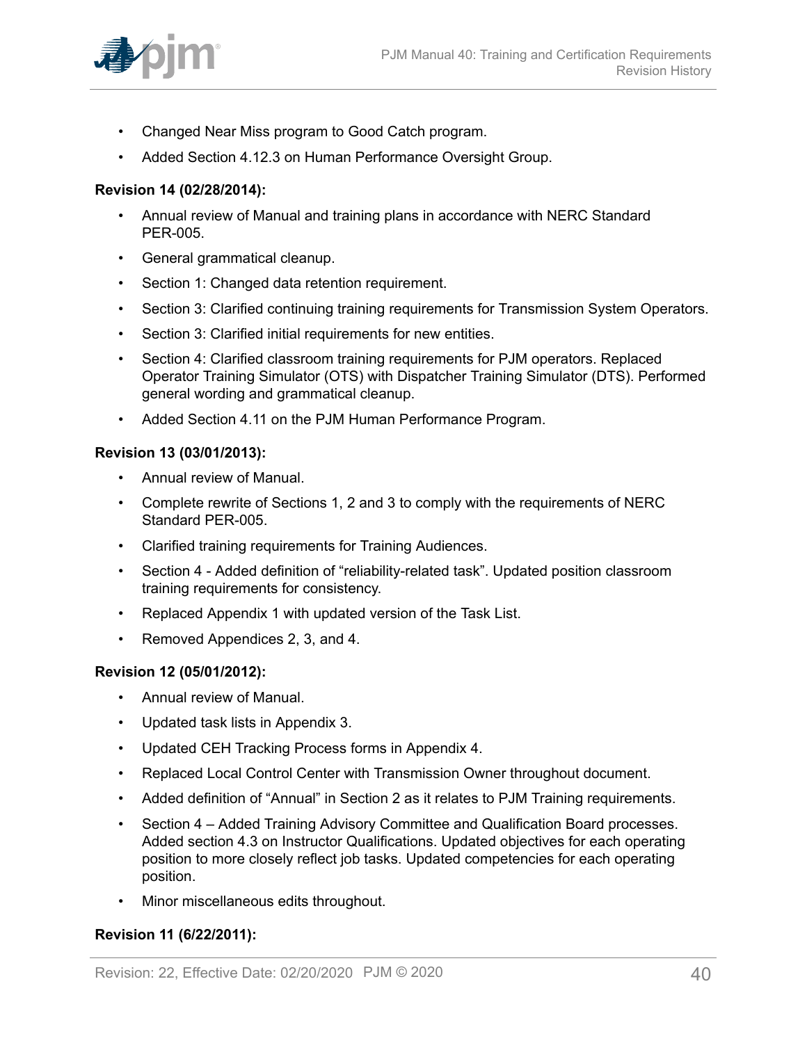- Changed Near Miss program to Good Catch program.
- Added Section 4.12.3 on Human Performance Oversight Group.

**Revision 14 (02/28/2014):**

- Annual review of Manual and training plans in accordance with NERC Standard PER-005.
- General grammatical cleanup.
- Section 1: Changed data retention requirement.
- Section 3: Clarified continuing training requirements for Transmission System Operators.
- Section 3: Clarified initial requirements for new entities.
- Section 4: Clarified classroom training requirements for PJM operators. Replaced Operator Training Simulator (OTS) with Dispatcher Training Simulator (DTS). Performed general wording and grammatical cleanup.
- Added Section 4.11 on the PJM Human Performance Program.

**Revision 13 (03/01/2013):**

- Annual review of Manual.
- Complete rewrite of Sections 1, 2 and 3 to comply with the requirements of NERC Standard PER-005.
- Clarified training requirements for Training Audiences.
- Section 4 - Added definition of "reliability-related task". Updated position classroom training requirements for consistency.
- Replaced Appendix 1 with updated version of the Task List.
- Removed Appendices 2, 3, and 4.

**Revision 12 (05/01/2012):**

- Annual review of Manual.
- Updated task lists in Appendix 3.
- Updated CEH Tracking Process forms in Appendix 4.
- Replaced Local Control Center with Transmission Owner throughout document.
- Added definition of "Annual" in Section 2 as it relates to PJM Training requirements.
- Section 4 – Added Training Advisory Committee and Qualification Board processes. Added section 4.3 on Instructor Qualifications. Updated objectives for each operating position to more closely reflect job tasks. Updated competencies for each operating position.
- Minor miscellaneous edits throughout.

**Revision 11 (6/22/2011):**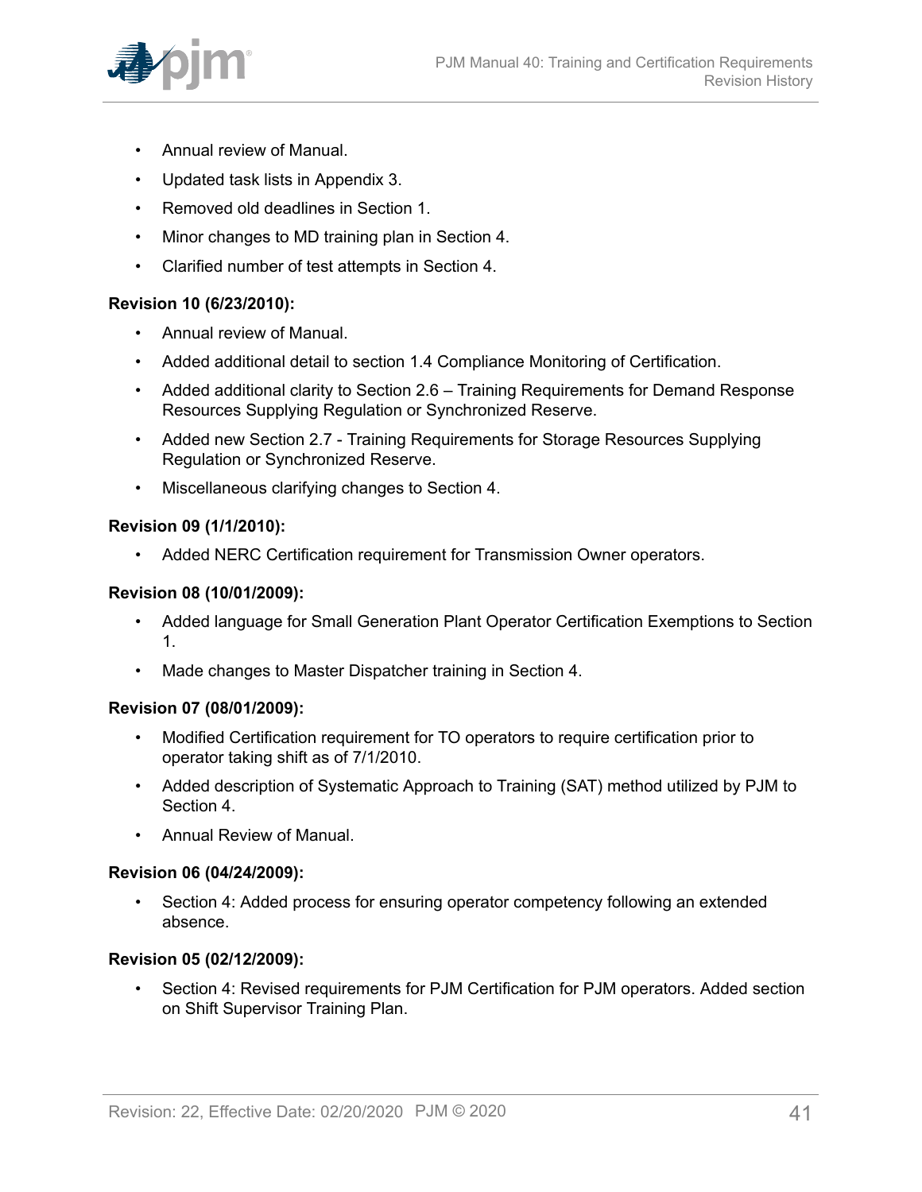- Annual review of Manual.
- Updated task lists in Appendix 3.
- Removed old deadlines in Section 1.
- Minor changes to MD training plan in Section 4.
- Clarified number of test attempts in Section 4.

**Revision 10 (6/23/2010):**

- Annual review of Manual.
- Added additional detail to section 1.4 Compliance Monitoring of Certification.
- Added additional clarity to Section 2.6 – Training Requirements for Demand Response Resources Supplying Regulation or Synchronized Reserve.
- Added new Section 2.7 - Training Requirements for Storage Resources Supplying Regulation or Synchronized Reserve.
- Miscellaneous clarifying changes to Section 4.

**Revision 09 (1/1/2010):**

- Added NERC Certification requirement for Transmission Owner operators.

**Revision 08 (10/01/2009):**

- Added language for Small Generation Plant Operator Certification Exemptions to Section 1.
- Made changes to Master Dispatcher training in Section 4.

**Revision 07 (08/01/2009):**

- Modified Certification requirement for TO operators to require certification prior to operator taking shift as of 7/1/2010.
- Added description of Systematic Approach to Training (SAT) method utilized by PJM to Section 4.
- Annual Review of Manual.

**Revision 06 (04/24/2009):**

- Section 4: Added process for ensuring operator competency following an extended absence.

**Revision 05 (02/12/2009):**

- Section 4: Revised requirements for PJM Certification for PJM operators. Added section on Shift Supervisor Training Plan.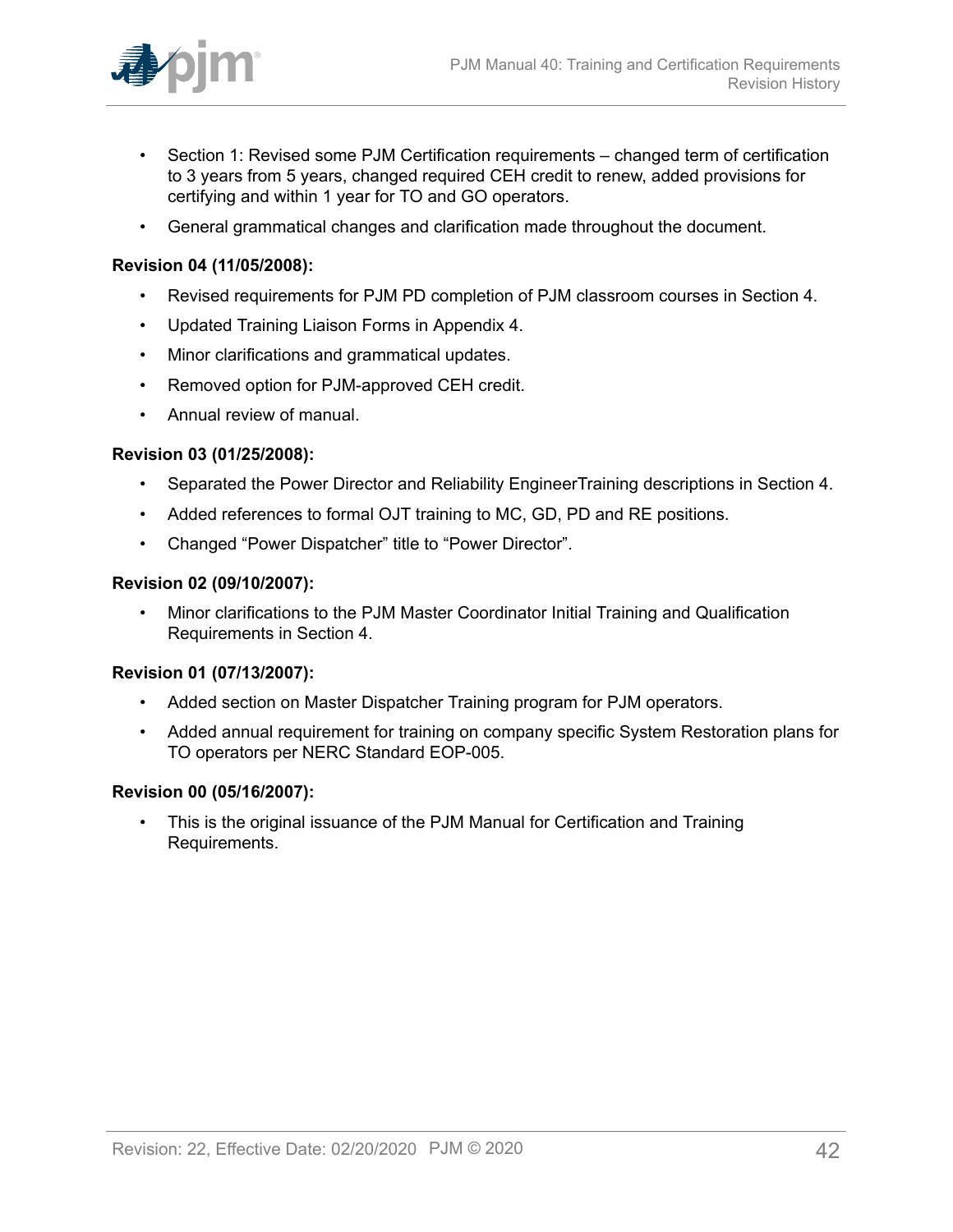- Section 1: Revised some PJM Certification requirements – changed term of certification to 3 years from 5 years, changed required CEH credit to renew, added provisions for certifying and within 1 year for TO and GO operators.
- General grammatical changes and clarification made throughout the document.

**Revision 04 (11/05/2008):**

- Revised requirements for PJM PD completion of PJM classroom courses in Section 4.
- Updated Training Liaison Forms in Appendix 4.
- Minor clarifications and grammatical updates.
- Removed option for PJM-approved CEH credit.
- Annual review of manual.

**Revision 03 (01/25/2008):**

- Separated the Power Director and Reliability EngineerTraining descriptions in Section 4.
- Added references to formal OJT training to MC, GD, PD and RE positions.
- Changed "Power Dispatcher" title to "Power Director".

**Revision 02 (09/10/2007):**

- Minor clarifications to the PJM Master Coordinator Initial Training and Qualification Requirements in Section 4.

**Revision 01 (07/13/2007):**

- Added section on Master Dispatcher Training program for PJM operators.
- Added annual requirement for training on company specific System Restoration plans for TO operators per NERC Standard EOP-005.

**Revision 00 (05/16/2007):**

- This is the original issuance of the PJM Manual for Certification and Training Requirements.